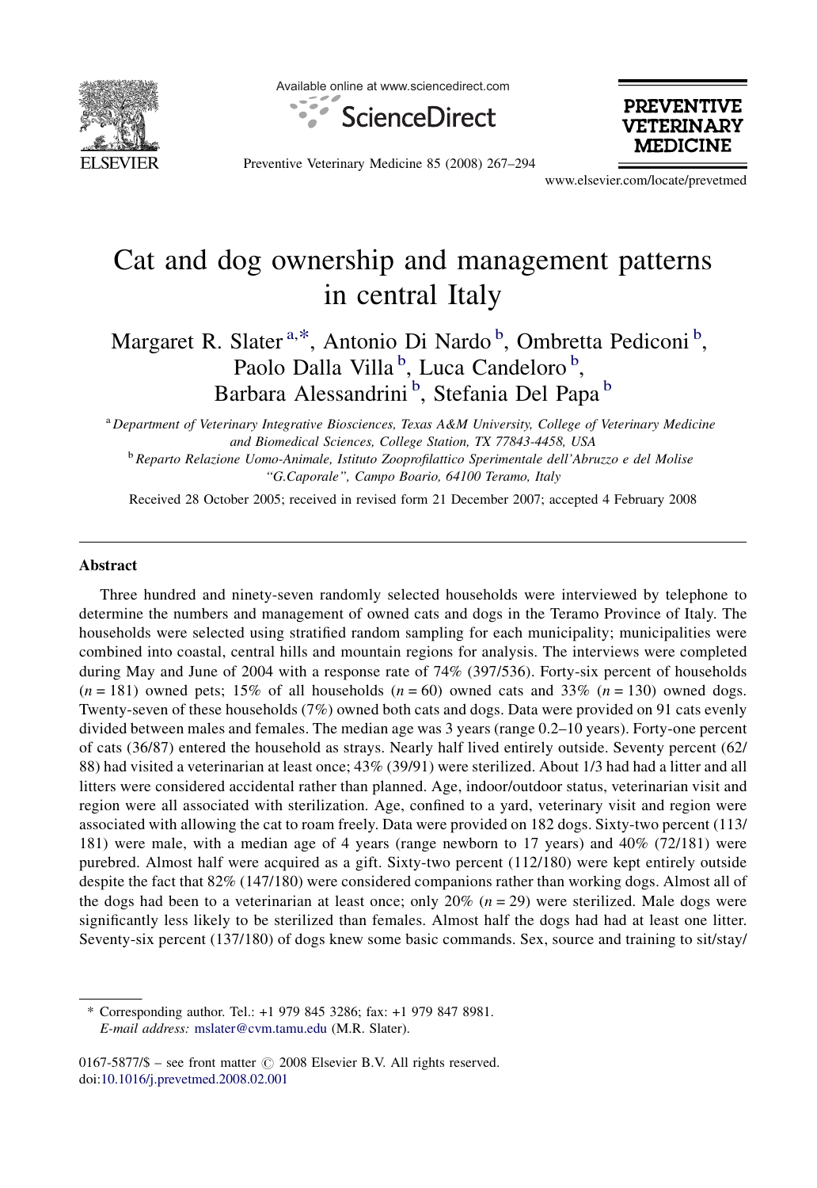# Cat and dog ownership and management patterns in central Italy

Margaret R. Slater [a,*], Antonio Di Nardo [b], Ombretta Pediconi [b], Paolo Dalla Villa [b], Luca Candeloro [b], Barbara Alessandrini [b], Stefania Del Papa [b]

[a] *Department of Veterinary Integrative Biosciences, Texas A&M University, College of Veterinary Medicine and Biomedical Sciences, College Station, TX 77843-4458, USA*

[b] *Reparto Relazione Uomo-Animale, Istituto Zooprofilattico Sperimentale dell'Abruzzo e del Molise "G.Caporale", Campo Boario, 64100 Teramo, Italy*

Received 28 October 2005; received in revised form 21 December 2007; accepted 4 February 2008

## Abstract

Three hundred and ninety-seven randomly selected households were interviewed by telephone to determine the numbers and management of owned cats and dogs in the Teramo Province of Italy. The households were selected using stratified random sampling for each municipality; municipalities were combined into coastal, central hills and mountain regions for analysis. The interviews were completed during May and June of 2004 with a response rate of 74% (397/536). Forty-six percent of households ($n = 181$) owned pets; 15% of all households ($n = 60$) owned cats and 33% ($n = 130$) owned dogs. Twenty-seven of these households (7%) owned both cats and dogs. Data were provided on 91 cats evenly divided between males and females. The median age was 3 years (range 0.2–10 years). Forty-one percent of cats (36/87) entered the household as strays. Nearly half lived entirely outside. Seventy percent (62/88) had visited a veterinarian at least once; 43% (39/91) were sterilized. About 1/3 had had a litter and all litters were considered accidental rather than planned. Age, indoor/outdoor status, veterinarian visit and region were all associated with sterilization. Age, confined to a yard, veterinary visit and region were associated with allowing the cat to roam freely. Data were provided on 182 dogs. Sixty-two percent (113/181) were male, with a median age of 4 years (range newborn to 17 years) and 40% (72/181) were purebred. Almost half were acquired as a gift. Sixty-two percent (112/180) were kept entirely outside despite the fact that 82% (147/180) were considered companions rather than working dogs. Almost all of the dogs had been to a veterinarian at least once; only 20% ($n = 29$) were sterilized. Male dogs were significantly less likely to be sterilized than females. Almost half the dogs had had at least one litter. Seventy-six percent (137/180) of dogs knew some basic commands. Sex, source and training to sit/stay/

\* Corresponding author. Tel.: +1 979 845 3286; fax: +1 979 847 8981.
*E-mail address:* mslater@cvm.tamu.edu (M.R. Slater).

0167-5877/$ – see front matter © 2008 Elsevier B.V. All rights reserved.
doi:10.1016/j.prevetmed.2008.02.001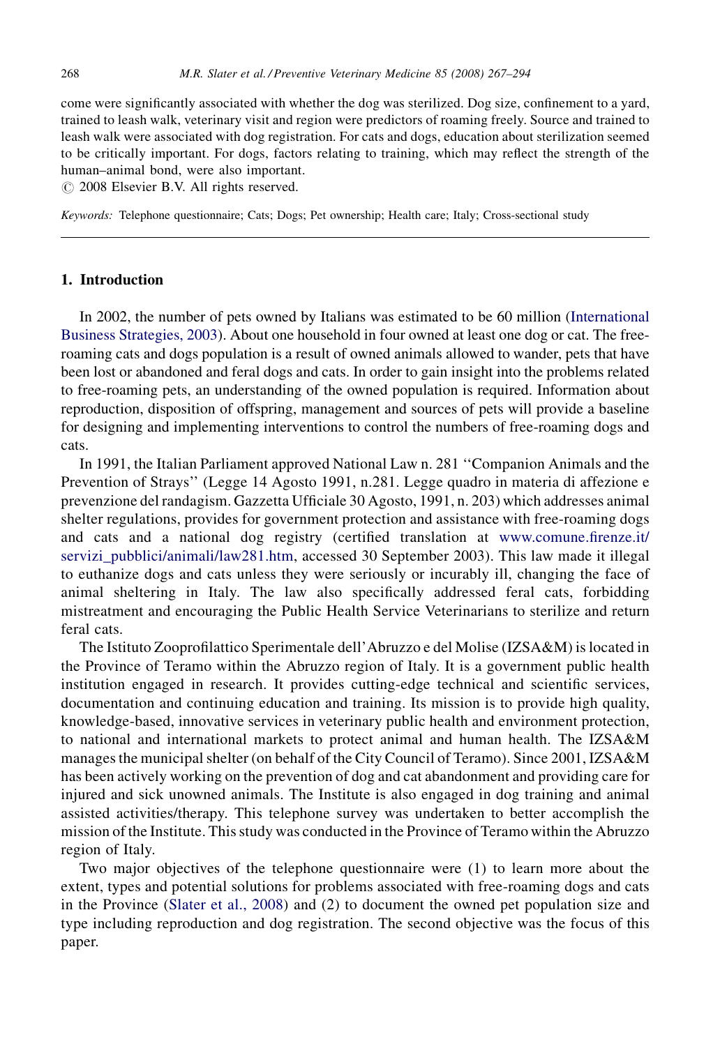come were significantly associated with whether the dog was sterilized. Dog size, confinement to a yard, trained to leash walk, veterinary visit and region were predictors of roaming freely. Source and trained to leash walk were associated with dog registration. For cats and dogs, education about sterilization seemed to be critically important. For dogs, factors relating to training, which may reflect the strength of the human–animal bond, were also important.

© 2008 Elsevier B.V. All rights reserved.

*Keywords:* Telephone questionnaire; Cats; Dogs; Pet ownership; Health care; Italy; Cross-sectional study

## 1. Introduction

In 2002, the number of pets owned by Italians was estimated to be 60 million (International Business Strategies, 2003). About one household in four owned at least one dog or cat. The free-roaming cats and dogs population is a result of owned animals allowed to wander, pets that have been lost or abandoned and feral dogs and cats. In order to gain insight into the problems related to free-roaming pets, an understanding of the owned population is required. Information about reproduction, disposition of offspring, management and sources of pets will provide a baseline for designing and implementing interventions to control the numbers of free-roaming dogs and cats.

In 1991, the Italian Parliament approved National Law n. 281 ''Companion Animals and the Prevention of Strays'' (Legge 14 Agosto 1991, n.281. Legge quadro in materia di affezione e prevenzione del randagism. Gazzetta Ufficiale 30 Agosto, 1991, n. 203) which addresses animal shelter regulations, provides for government protection and assistance with free-roaming dogs and cats and a national dog registry (certified translation at www.comune.firenze.it/servizi_pubblici/animali/law281.htm, accessed 30 September 2003). This law made it illegal to euthanize dogs and cats unless they were seriously or incurably ill, changing the face of animal sheltering in Italy. The law also specifically addressed feral cats, forbidding mistreatment and encouraging the Public Health Service Veterinarians to sterilize and return feral cats.

The Istituto Zooprofilattico Sperimentale dell'Abruzzo e del Molise (IZSA&M) is located in the Province of Teramo within the Abruzzo region of Italy. It is a government public health institution engaged in research. It provides cutting-edge technical and scientific services, documentation and continuing education and training. Its mission is to provide high quality, knowledge-based, innovative services in veterinary public health and environment protection, to national and international markets to protect animal and human health. The IZSA&M manages the municipal shelter (on behalf of the City Council of Teramo). Since 2001, IZSA&M has been actively working on the prevention of dog and cat abandonment and providing care for injured and sick unowned animals. The Institute is also engaged in dog training and animal assisted activities/therapy. This telephone survey was undertaken to better accomplish the mission of the Institute. This study was conducted in the Province of Teramo within the Abruzzo region of Italy.

Two major objectives of the telephone questionnaire were (1) to learn more about the extent, types and potential solutions for problems associated with free-roaming dogs and cats in the Province (Slater et al., 2008) and (2) to document the owned pet population size and type including reproduction and dog registration. The second objective was the focus of this paper.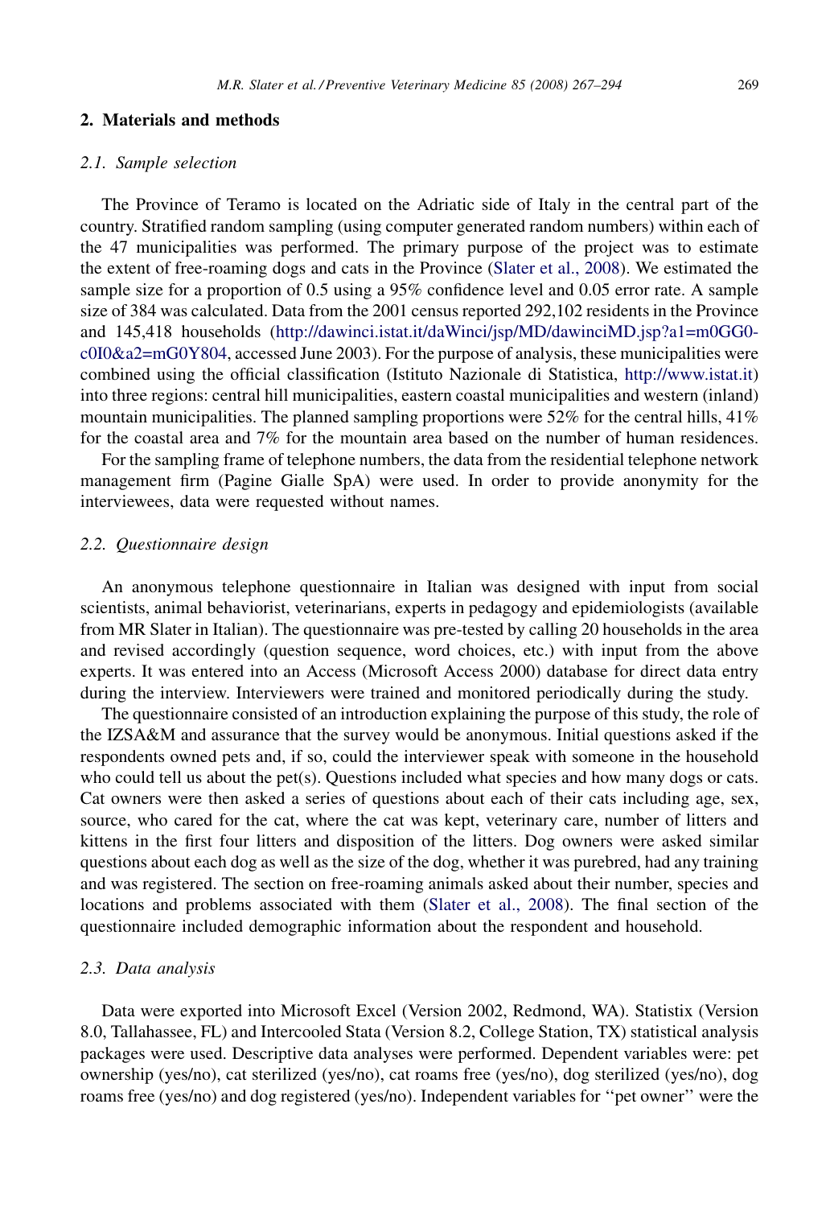## 2. Materials and methods

### 2.1. Sample selection

The Province of Teramo is located on the Adriatic side of Italy in the central part of the country. Stratified random sampling (using computer generated random numbers) within each of the 47 municipalities was performed. The primary purpose of the project was to estimate the extent of free-roaming dogs and cats in the Province (Slater et al., 2008). We estimated the sample size for a proportion of 0.5 using a 95% confidence level and 0.05 error rate. A sample size of 384 was calculated. Data from the 2001 census reported 292,102 residents in the Province and 145,418 households (http://dawinci.istat.it/daWinci/jsp/MD/dawinciMD.jsp?a1=m0GG0c0I0&a2=mG0Y804, accessed June 2003). For the purpose of analysis, these municipalities were combined using the official classification (Istituto Nazionale di Statistica, http://www.istat.it) into three regions: central hill municipalities, eastern coastal municipalities and western (inland) mountain municipalities. The planned sampling proportions were 52% for the central hills, 41% for the coastal area and 7% for the mountain area based on the number of human residences.

For the sampling frame of telephone numbers, the data from the residential telephone network management firm (Pagine Gialle SpA) were used. In order to provide anonymity for the interviewees, data were requested without names.

### 2.2. Questionnaire design

An anonymous telephone questionnaire in Italian was designed with input from social scientists, animal behaviorist, veterinarians, experts in pedagogy and epidemiologists (available from MR Slater in Italian). The questionnaire was pre-tested by calling 20 households in the area and revised accordingly (question sequence, word choices, etc.) with input from the above experts. It was entered into an Access (Microsoft Access 2000) database for direct data entry during the interview. Interviewers were trained and monitored periodically during the study.

The questionnaire consisted of an introduction explaining the purpose of this study, the role of the IZSA&M and assurance that the survey would be anonymous. Initial questions asked if the respondents owned pets and, if so, could the interviewer speak with someone in the household who could tell us about the pet(s). Questions included what species and how many dogs or cats. Cat owners were then asked a series of questions about each of their cats including age, sex, source, who cared for the cat, where the cat was kept, veterinary care, number of litters and kittens in the first four litters and disposition of the litters. Dog owners were asked similar questions about each dog as well as the size of the dog, whether it was purebred, had any training and was registered. The section on free-roaming animals asked about their number, species and locations and problems associated with them (Slater et al., 2008). The final section of the questionnaire included demographic information about the respondent and household.

### 2.3. Data analysis

Data were exported into Microsoft Excel (Version 2002, Redmond, WA). Statistix (Version 8.0, Tallahassee, FL) and Intercooled Stata (Version 8.2, College Station, TX) statistical analysis packages were used. Descriptive data analyses were performed. Dependent variables were: pet ownership (yes/no), cat sterilized (yes/no), cat roams free (yes/no), dog sterilized (yes/no), dog roams free (yes/no) and dog registered (yes/no). Independent variables for ''pet owner'' were the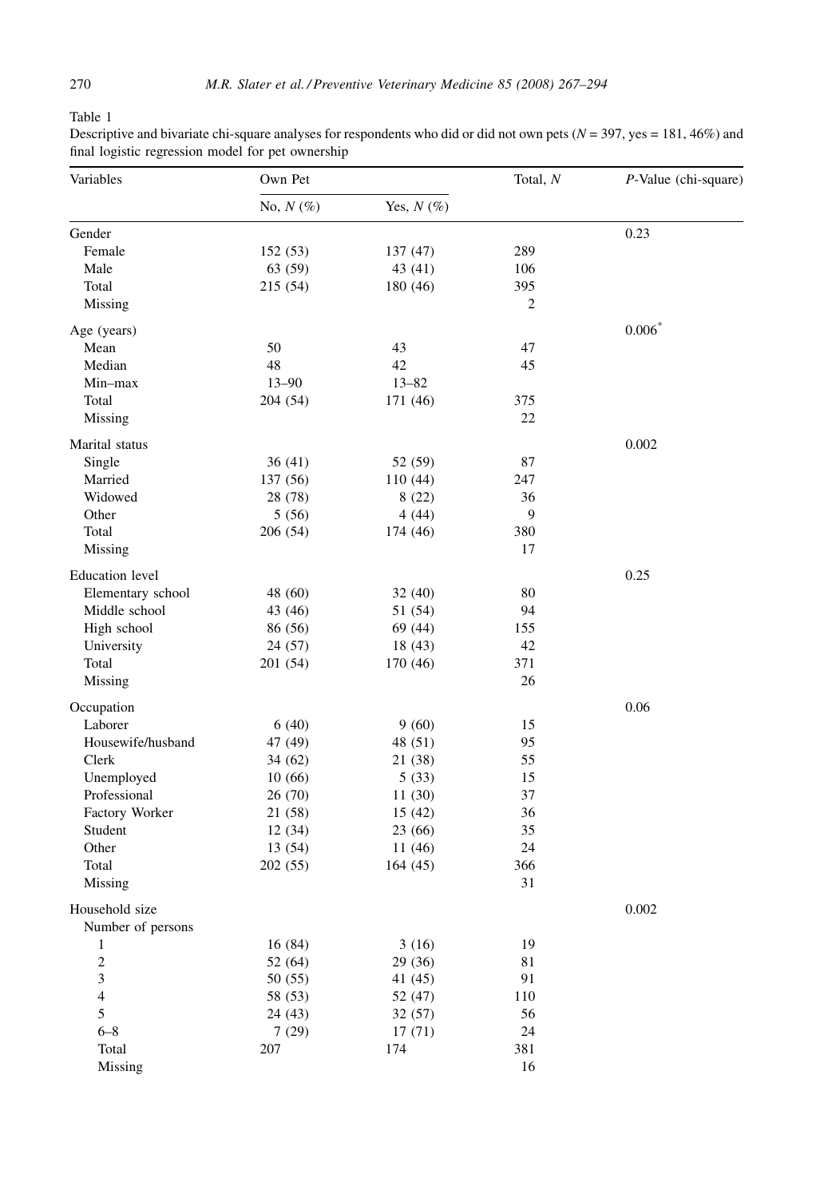Table 1

Descriptive and bivariate chi-square analyses for respondents who did or did not own pets ($N = 397$, yes = 181, 46%) and final logistic regression model for pet ownership

| Variables | Own Pet | | Total, $N$ | $P$-Value (chi-square) |
|---|---|---|---|---|
| | No, $N$ (%) | Yes, $N$ (%) | | |
| Gender | | | | 0.23 |
| Female | 152 (53) | 137 (47) | 289 | |
| Male | 63 (59) | 43 (41) | 106 | |
| Total | 215 (54) | 180 (46) | 395 | |
| Missing | | | 2 | |
| Age (years) | | | | 0.006* |
| Mean | 50 | 43 | 47 | |
| Median | 48 | 42 | 45 | |
| Min–max | 13–90 | 13–82 | | |
| Total | 204 (54) | 171 (46) | 375 | |
| Missing | | | 22 | |
| Marital status | | | | 0.002 |
| Single | 36 (41) | 52 (59) | 87 | |
| Married | 137 (56) | 110 (44) | 247 | |
| Widowed | 28 (78) | 8 (22) | 36 | |
| Other | 5 (56) | 4 (44) | 9 | |
| Total | 206 (54) | 174 (46) | 380 | |
| Missing | | | 17 | |
| Education level | | | | 0.25 |
| Elementary school | 48 (60) | 32 (40) | 80 | |
| Middle school | 43 (46) | 51 (54) | 94 | |
| High school | 86 (56) | 69 (44) | 155 | |
| University | 24 (57) | 18 (43) | 42 | |
| Total | 201 (54) | 170 (46) | 371 | |
| Missing | | | 26 | |
| Occupation | | | | 0.06 |
| Laborer | 6 (40) | 9 (60) | 15 | |
| Housewife/husband | 47 (49) | 48 (51) | 95 | |
| Clerk | 34 (62) | 21 (38) | 55 | |
| Unemployed | 10 (66) | 5 (33) | 15 | |
| Professional | 26 (70) | 11 (30) | 37 | |
| Factory Worker | 21 (58) | 15 (42) | 36 | |
| Student | 12 (34) | 23 (66) | 35 | |
| Other | 13 (54) | 11 (46) | 24 | |
| Total | 202 (55) | 164 (45) | 366 | |
| Missing | | | 31 | |
| Household size | | | | 0.002 |
| Number of persons | | | | |
| 1 | 16 (84) | 3 (16) | 19 | |
| 2 | 52 (64) | 29 (36) | 81 | |
| 3 | 50 (55) | 41 (45) | 91 | |
| 4 | 58 (53) | 52 (47) | 110 | |
| 5 | 24 (43) | 32 (57) | 56 | |
| 6–8 | 7 (29) | 17 (71) | 24 | |
| Total | 207 | 174 | 381 | |
| Missing | | | 16 | |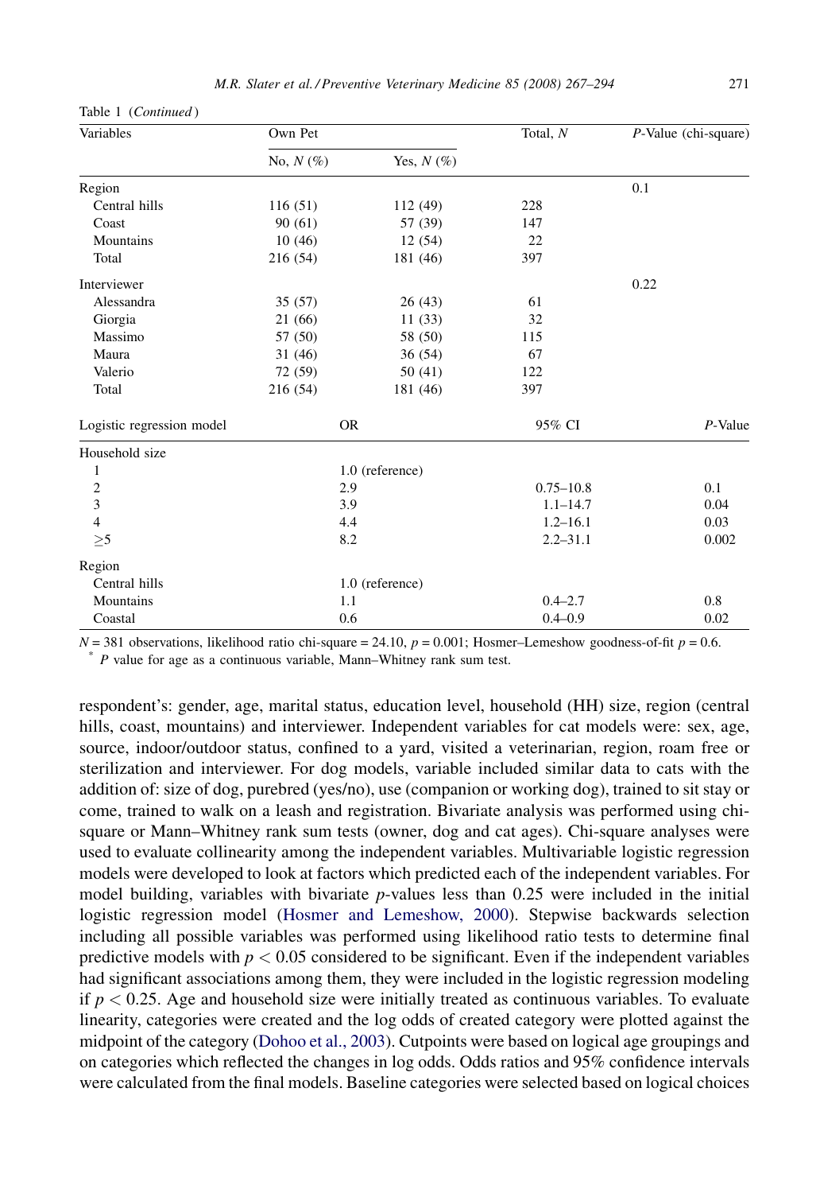Table 1 (*Continued*)

| Variables | Own Pet | | Total, *N* | *P*-Value (chi-square) |
|---|---|---|---|---|
| | No, *N* (%) | Yes, *N* (%) | | |
| Region | | | | 0.1 |
| Central hills | 116 (51) | 112 (49) | 228 | |
| Coast | 90 (61) | 57 (39) | 147 | |
| Mountains | 10 (46) | 12 (54) | 22 | |
| Total | 216 (54) | 181 (46) | 397 | |
| Interviewer | | | | 0.22 |
| Alessandra | 35 (57) | 26 (43) | 61 | |
| Giorgia | 21 (66) | 11 (33) | 32 | |
| Massimo | 57 (50) | 58 (50) | 115 | |
| Maura | 31 (46) | 36 (54) | 67 | |
| Valerio | 72 (59) | 50 (41) | 122 | |
| Total | 216 (54) | 181 (46) | 397 | |

| Logistic regression model | OR | 95% CI | *P*-Value |
|---|---|---|---|
| Household size | | | |
| 1 | 1.0 (reference) | | |
| 2 | 2.9 | 0.75–10.8 | 0.1 |
| 3 | 3.9 | 1.1–14.7 | 0.04 |
| 4 | 4.4 | 1.2–16.1 | 0.03 |
| $\geq 5$ | 8.2 | 2.2–31.1 | 0.002 |
| Region | | | |
| Central hills | 1.0 (reference) | | |
| Mountains | 1.1 | 0.4–2.7 | 0.8 |
| Coastal | 0.6 | 0.4–0.9 | 0.02 |

$N = 381$ observations, likelihood ratio chi-square = 24.10, $p = 0.001$; Hosmer–Lemeshow goodness-of-fit $p = 0.6$.
\* *P* value for age as a continuous variable, Mann–Whitney rank sum test.

respondent's: gender, age, marital status, education level, household (HH) size, region (central hills, coast, mountains) and interviewer. Independent variables for cat models were: sex, age, source, indoor/outdoor status, confined to a yard, visited a veterinarian, region, roam free or sterilization and interviewer. For dog models, variable included similar data to cats with the addition of: size of dog, purebred (yes/no), use (companion or working dog), trained to sit stay or come, trained to walk on a leash and registration. Bivariate analysis was performed using chi-square or Mann–Whitney rank sum tests (owner, dog and cat ages). Chi-square analyses were used to evaluate collinearity among the independent variables. Multivariable logistic regression models were developed to look at factors which predicted each of the independent variables. For model building, variables with bivariate *p*-values less than 0.25 were included in the initial logistic regression model (Hosmer and Lemeshow, 2000). Stepwise backwards selection including all possible variables was performed using likelihood ratio tests to determine final predictive models with $p < 0.05$ considered to be significant. Even if the independent variables had significant associations among them, they were included in the logistic regression modeling if $p < 0.25$. Age and household size were initially treated as continuous variables. To evaluate linearity, categories were created and the log odds of created category were plotted against the midpoint of the category (Dohoo et al., 2003). Cutpoints were based on logical age groupings and on categories which reflected the changes in log odds. Odds ratios and 95% confidence intervals were calculated from the final models. Baseline categories were selected based on logical choices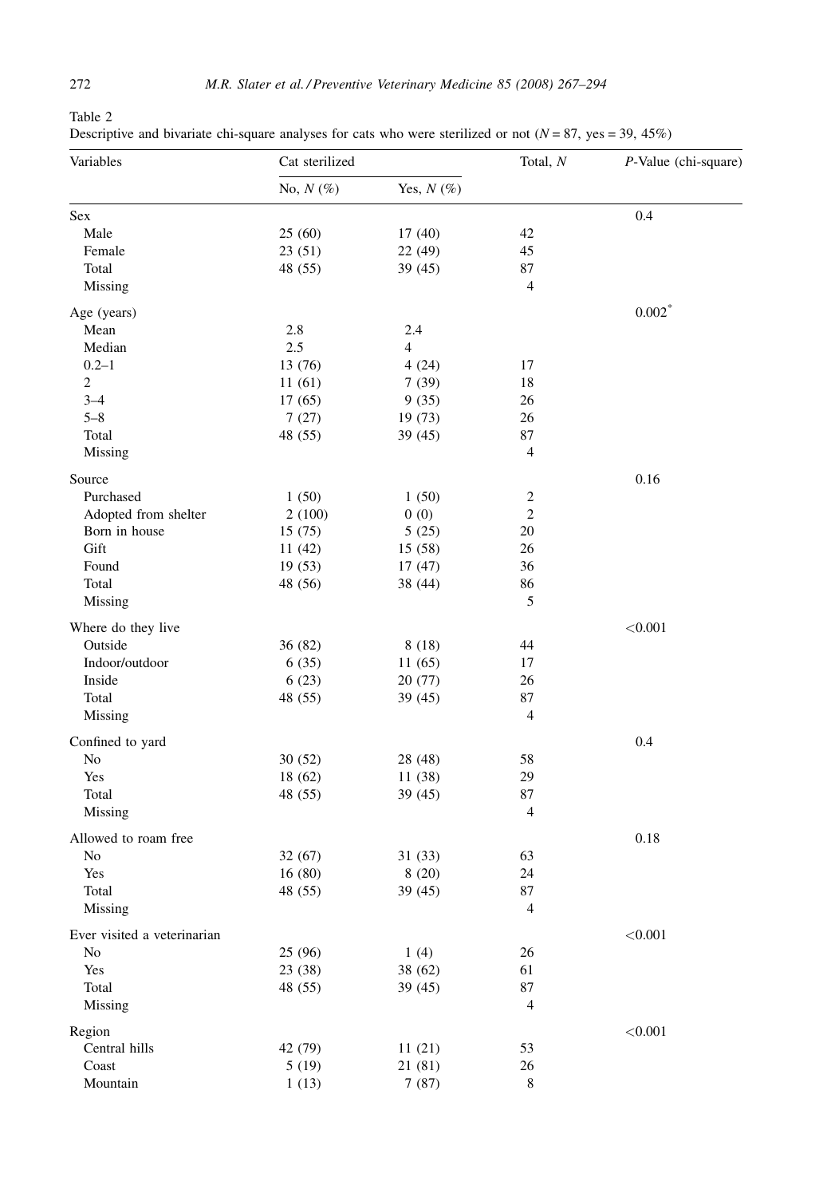Table 2

Descriptive and bivariate chi-square analyses for cats who were sterilized or not ($N = 87$, yes = 39, 45%)

| Variables | Cat sterilized | | Total, *N* | *P*-Value (chi-square) |
|---|---|---|---|---|
| | No, *N* (%) | Yes, *N* (%) | | |
| Sex | | | | 0.4 |
| Male | 25 (60) | 17 (40) | 42 | |
| Female | 23 (51) | 22 (49) | 45 | |
| Total | 48 (55) | 39 (45) | 87 | |
| Missing | | | 4 | |
| Age (years) | | | | 0.002* |
| Mean | 2.8 | 2.4 | | |
| Median | 2.5 | 4 | | |
| 0.2–1 | 13 (76) | 4 (24) | 17 | |
| 2 | 11 (61) | 7 (39) | 18 | |
| 3–4 | 17 (65) | 9 (35) | 26 | |
| 5–8 | 7 (27) | 19 (73) | 26 | |
| Total | 48 (55) | 39 (45) | 87 | |
| Missing | | | 4 | |
| Source | | | | 0.16 |
| Purchased | 1 (50) | 1 (50) | 2 | |
| Adopted from shelter | 2 (100) | 0 (0) | 2 | |
| Born in house | 15 (75) | 5 (25) | 20 | |
| Gift | 11 (42) | 15 (58) | 26 | |
| Found | 19 (53) | 17 (47) | 36 | |
| Total | 48 (56) | 38 (44) | 86 | |
| Missing | | | 5 | |
| Where do they live | | | | <0.001 |
| Outside | 36 (82) | 8 (18) | 44 | |
| Indoor/outdoor | 6 (35) | 11 (65) | 17 | |
| Inside | 6 (23) | 20 (77) | 26 | |
| Total | 48 (55) | 39 (45) | 87 | |
| Missing | | | 4 | |
| Confined to yard | | | | 0.4 |
| No | 30 (52) | 28 (48) | 58 | |
| Yes | 18 (62) | 11 (38) | 29 | |
| Total | 48 (55) | 39 (45) | 87 | |
| Missing | | | 4 | |
| Allowed to roam free | | | | 0.18 |
| No | 32 (67) | 31 (33) | 63 | |
| Yes | 16 (80) | 8 (20) | 24 | |
| Total | 48 (55) | 39 (45) | 87 | |
| Missing | | | 4 | |
| Ever visited a veterinarian | | | | <0.001 |
| No | 25 (96) | 1 (4) | 26 | |
| Yes | 23 (38) | 38 (62) | 61 | |
| Total | 48 (55) | 39 (45) | 87 | |
| Missing | | | 4 | |
| Region | | | | <0.001 |
| Central hills | 42 (79) | 11 (21) | 53 | |
| Coast | 5 (19) | 21 (81) | 26 | |
| Mountain | 1 (13) | 7 (87) | 8 | |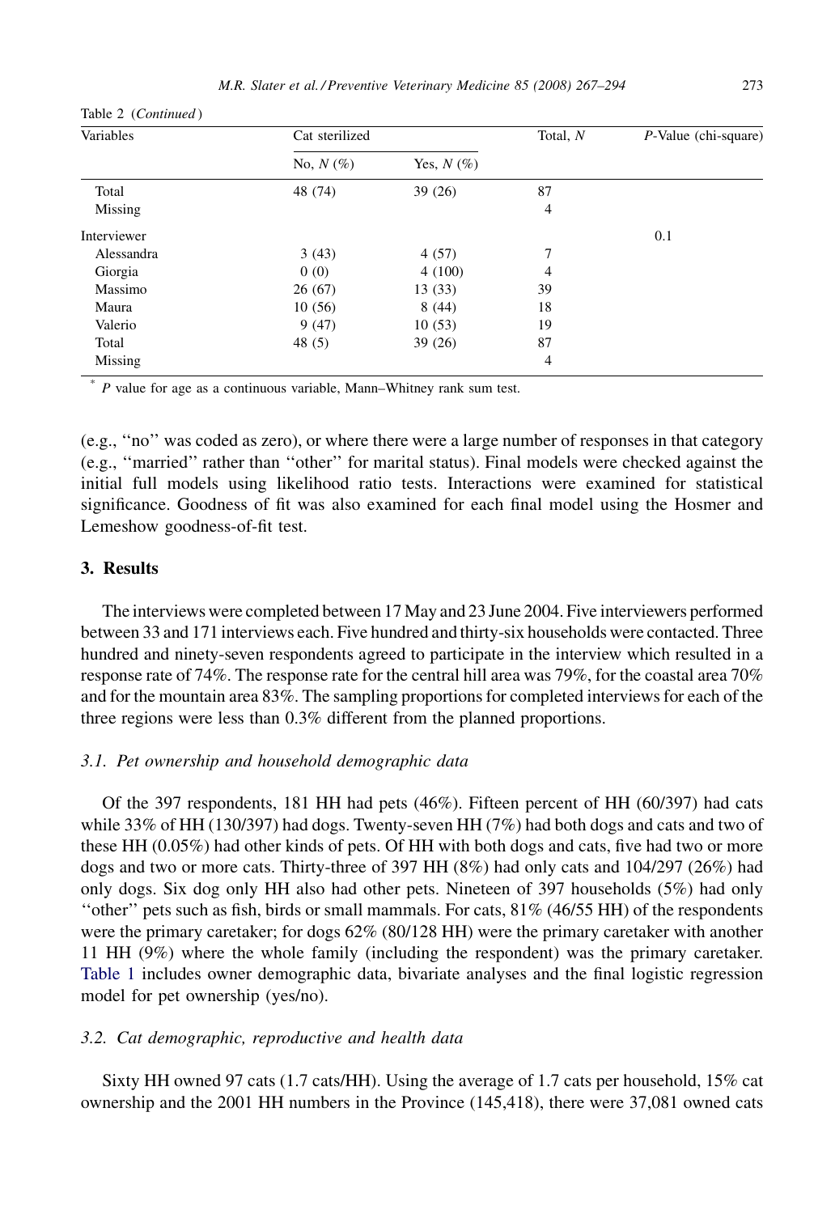Table 2 (*Continued*)

| Variables | Cat sterilized | | Total, *N* | *P*-Value (chi-square) |
|---|---|---|---|---|
| | No, *N* (%) | Yes, *N* (%) | | |
| Total | 48 (74) | 39 (26) | 87 | |
| Missing | | | 4 | |
| Interviewer | | | | 0.1 |
| Alessandra | 3 (43) | 4 (57) | 7 | |
| Giorgia | 0 (0) | 4 (100) | 4 | |
| Massimo | 26 (67) | 13 (33) | 39 | |
| Maura | 10 (56) | 8 (44) | 18 | |
| Valerio | 9 (47) | 10 (53) | 19 | |
| Total | 48 (5) | 39 (26) | 87 | |
| Missing | | | 4 | |

\* *P* value for age as a continuous variable, Mann–Whitney rank sum test.

(e.g., ''no'' was coded as zero), or where there were a large number of responses in that category (e.g., ''married'' rather than ''other'' for marital status). Final models were checked against the initial full models using likelihood ratio tests. Interactions were examined for statistical significance. Goodness of fit was also examined for each final model using the Hosmer and Lemeshow goodness-of-fit test.

## 3. Results

The interviews were completed between 17 May and 23 June 2004. Five interviewers performed between 33 and 171 interviews each. Five hundred and thirty-six households were contacted. Three hundred and ninety-seven respondents agreed to participate in the interview which resulted in a response rate of 74%. The response rate for the central hill area was 79%, for the coastal area 70% and for the mountain area 83%. The sampling proportions for completed interviews for each of the three regions were less than 0.3% different from the planned proportions.

### 3.1. Pet ownership and household demographic data

Of the 397 respondents, 181 HH had pets (46%). Fifteen percent of HH (60/397) had cats while 33% of HH (130/397) had dogs. Twenty-seven HH (7%) had both dogs and cats and two of these HH (0.05%) had other kinds of pets. Of HH with both dogs and cats, five had two or more dogs and two or more cats. Thirty-three of 397 HH (8%) had only cats and 104/297 (26%) had only dogs. Six dog only HH also had other pets. Nineteen of 397 households (5%) had only ''other'' pets such as fish, birds or small mammals. For cats, 81% (46/55 HH) of the respondents were the primary caretaker; for dogs 62% (80/128 HH) were the primary caretaker with another 11 HH (9%) where the whole family (including the respondent) was the primary caretaker. Table 1 includes owner demographic data, bivariate analyses and the final logistic regression model for pet ownership (yes/no).

### 3.2. Cat demographic, reproductive and health data

Sixty HH owned 97 cats (1.7 cats/HH). Using the average of 1.7 cats per household, 15% cat ownership and the 2001 HH numbers in the Province (145,418), there were 37,081 owned cats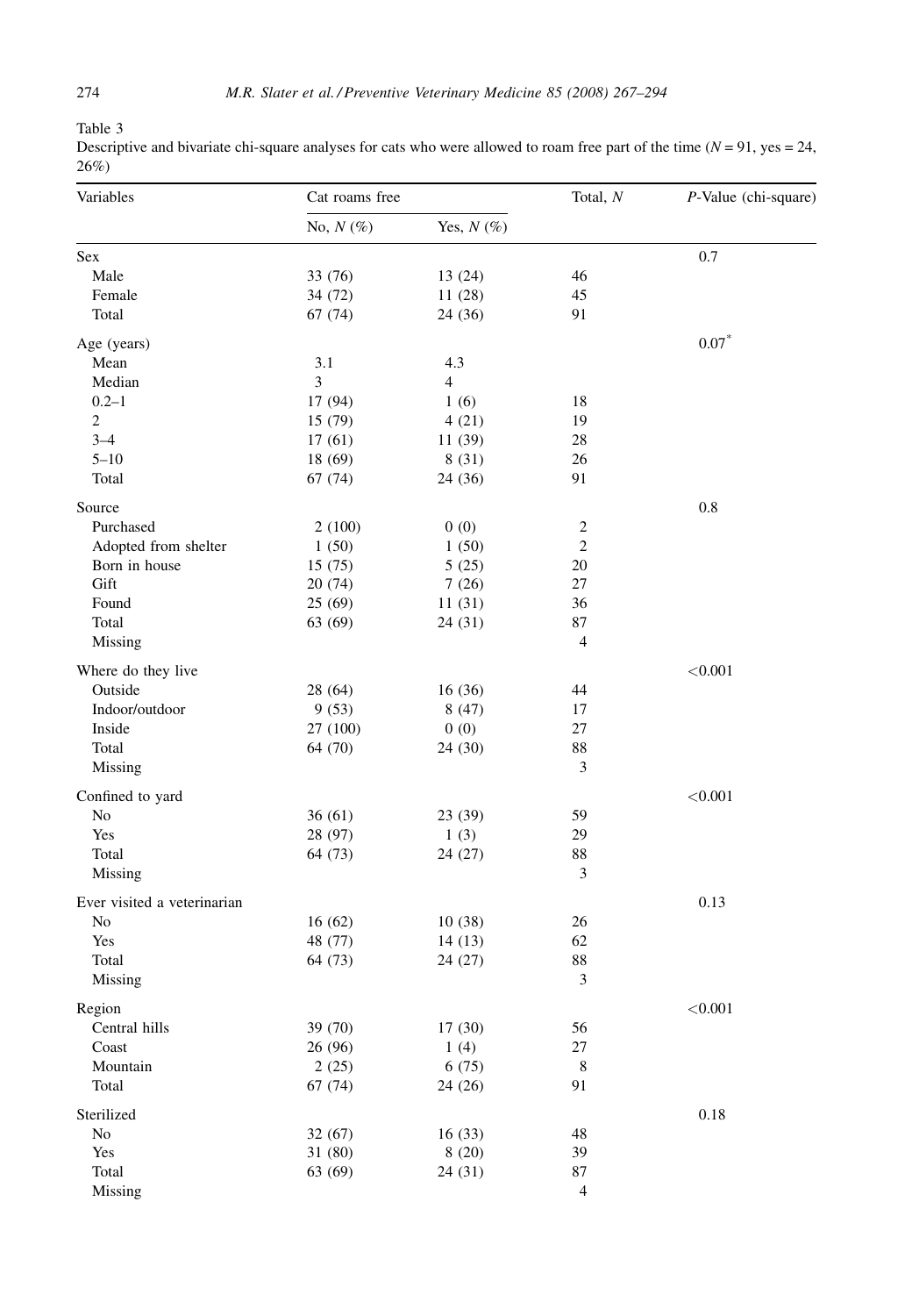Table 3
Descriptive and bivariate chi-square analyses for cats who were allowed to roam free part of the time ($N = 91$, yes = 24, 26%)

| Variables | Cat roams free | | Total, $N$ | $P$-Value (chi-square) |
|---|---|---|---|---|
| | No, $N$ (%) | Yes, $N$ (%) | | |
| Sex | | | | 0.7 |
| Male | 33 (76) | 13 (24) | 46 | |
| Female | 34 (72) | 11 (28) | 45 | |
| Total | 67 (74) | 24 (36) | 91 | |
| Age (years) | | | | 0.07* |
| Mean | 3.1 | 4.3 | | |
| Median | 3 | 4 | | |
| 0.2–1 | 17 (94) | 1 (6) | 18 | |
| 2 | 15 (79) | 4 (21) | 19 | |
| 3–4 | 17 (61) | 11 (39) | 28 | |
| 5–10 | 18 (69) | 8 (31) | 26 | |
| Total | 67 (74) | 24 (36) | 91 | |
| Source | | | | 0.8 |
| Purchased | 2 (100) | 0 (0) | 2 | |
| Adopted from shelter | 1 (50) | 1 (50) | 2 | |
| Born in house | 15 (75) | 5 (25) | 20 | |
| Gift | 20 (74) | 7 (26) | 27 | |
| Found | 25 (69) | 11 (31) | 36 | |
| Total | 63 (69) | 24 (31) | 87 | |
| Missing | | | 4 | |
| Where do they live | | | | <0.001 |
| Outside | 28 (64) | 16 (36) | 44 | |
| Indoor/outdoor | 9 (53) | 8 (47) | 17 | |
| Inside | 27 (100) | 0 (0) | 27 | |
| Total | 64 (70) | 24 (30) | 88 | |
| Missing | | | 3 | |
| Confined to yard | | | | <0.001 |
| No | 36 (61) | 23 (39) | 59 | |
| Yes | 28 (97) | 1 (3) | 29 | |
| Total | 64 (73) | 24 (27) | 88 | |
| Missing | | | 3 | |
| Ever visited a veterinarian | | | | 0.13 |
| No | 16 (62) | 10 (38) | 26 | |
| Yes | 48 (77) | 14 (13) | 62 | |
| Total | 64 (73) | 24 (27) | 88 | |
| Missing | | | 3 | |
| Region | | | | <0.001 |
| Central hills | 39 (70) | 17 (30) | 56 | |
| Coast | 26 (96) | 1 (4) | 27 | |
| Mountain | 2 (25) | 6 (75) | 8 | |
| Total | 67 (74) | 24 (26) | 91 | |
| Sterilized | | | | 0.18 |
| No | 32 (67) | 16 (33) | 48 | |
| Yes | 31 (80) | 8 (20) | 39 | |
| Total | 63 (69) | 24 (31) | 87 | |
| Missing | | | 4 | |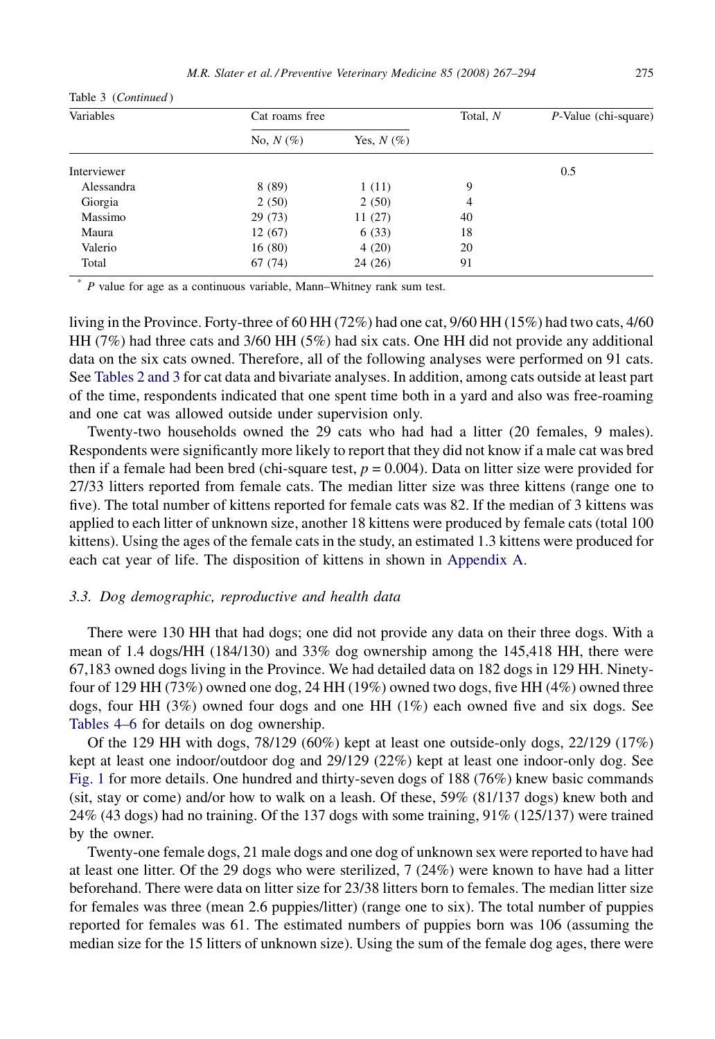Table 3 (*Continued*)

| Variables | Cat roams free | | Total, N | P-Value (chi-square) |
|---|---|---|---|---|
| | No, N (%) | Yes, N (%) | | |
| Interviewer | | | | 0.5 |
| Alessandra | 8 (89) | 1 (11) | 9 | |
| Giorgia | 2 (50) | 2 (50) | 4 | |
| Massimo | 29 (73) | 11 (27) | 40 | |
| Maura | 12 (67) | 6 (33) | 18 | |
| Valerio | 16 (80) | 4 (20) | 20 | |
| Total | 67 (74) | 24 (26) | 91 | |

\* P value for age as a continuous variable, Mann–Whitney rank sum test.

living in the Province. Forty-three of 60 HH (72%) had one cat, 9/60 HH (15%) had two cats, 4/60 HH (7%) had three cats and 3/60 HH (5%) had six cats. One HH did not provide any additional data on the six cats owned. Therefore, all of the following analyses were performed on 91 cats. See Tables 2 and 3 for cat data and bivariate analyses. In addition, among cats outside at least part of the time, respondents indicated that one spent time both in a yard and also was free-roaming and one cat was allowed outside under supervision only.

Twenty-two households owned the 29 cats who had had a litter (20 females, 9 males). Respondents were significantly more likely to report that they did not know if a male cat was bred then if a female had been bred (chi-square test, $p = 0.004$). Data on litter size were provided for 27/33 litters reported from female cats. The median litter size was three kittens (range one to five). The total number of kittens reported for female cats was 82. If the median of 3 kittens was applied to each litter of unknown size, another 18 kittens were produced by female cats (total 100 kittens). Using the ages of the female cats in the study, an estimated 1.3 kittens were produced for each cat year of life. The disposition of kittens in shown in Appendix A.

### 3.3. Dog demographic, reproductive and health data

There were 130 HH that had dogs; one did not provide any data on their three dogs. With a mean of 1.4 dogs/HH (184/130) and 33% dog ownership among the 145,418 HH, there were 67,183 owned dogs living in the Province. We had detailed data on 182 dogs in 129 HH. Ninety-four of 129 HH (73%) owned one dog, 24 HH (19%) owned two dogs, five HH (4%) owned three dogs, four HH (3%) owned four dogs and one HH (1%) each owned five and six dogs. See Tables 4–6 for details on dog ownership.

Of the 129 HH with dogs, 78/129 (60%) kept at least one outside-only dogs, 22/129 (17%) kept at least one indoor/outdoor dog and 29/129 (22%) kept at least one indoor-only dog. See Fig. 1 for more details. One hundred and thirty-seven dogs of 188 (76%) knew basic commands (sit, stay or come) and/or how to walk on a leash. Of these, 59% (81/137 dogs) knew both and 24% (43 dogs) had no training. Of the 137 dogs with some training, 91% (125/137) were trained by the owner.

Twenty-one female dogs, 21 male dogs and one dog of unknown sex were reported to have had at least one litter. Of the 29 dogs who were sterilized, 7 (24%) were known to have had a litter beforehand. There were data on litter size for 23/38 litters born to females. The median litter size for females was three (mean 2.6 puppies/litter) (range one to six). The total number of puppies reported for females was 61. The estimated numbers of puppies born was 106 (assuming the median size for the 15 litters of unknown size). Using the sum of the female dog ages, there were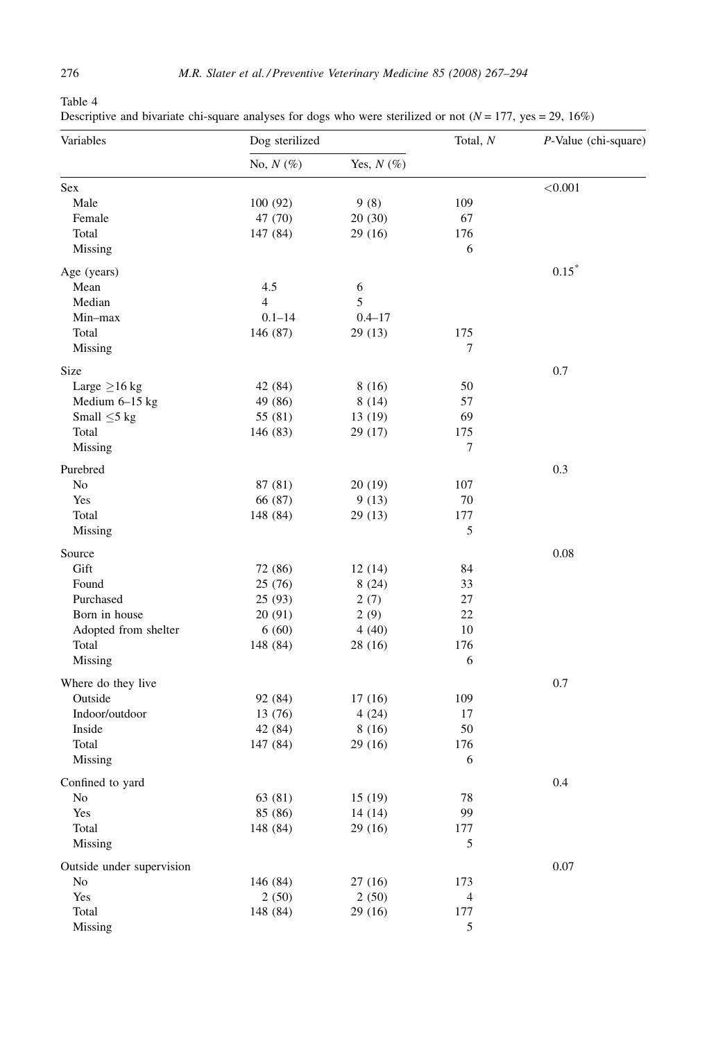Table 4
Descriptive and bivariate chi-square analyses for dogs who were sterilized or not ($N = 177$, yes = 29, 16%)

| Variables | Dog sterilized | | Total, $N$ | $P$-Value (chi-square) |
|---|---|---|---|---|
| | No, $N$ (%) | Yes, $N$ (%) | | |
| Sex | | | | <0.001 |
| Male | 100 (92) | 9 (8) | 109 | |
| Female | 47 (70) | 20 (30) | 67 | |
| Total | 147 (84) | 29 (16) | 176 | |
| Missing | | | 6 | |
| Age (years) | | | | 0.15* |
| Mean | 4.5 | 6 | | |
| Median | 4 | 5 | | |
| Min–max | 0.1–14 | 0.4–17 | | |
| Total | 146 (87) | 29 (13) | 175 | |
| Missing | | | 7 | |
| Size | | | | 0.7 |
| Large ≥16 kg | 42 (84) | 8 (16) | 50 | |
| Medium 6–15 kg | 49 (86) | 8 (14) | 57 | |
| Small ≤5 kg | 55 (81) | 13 (19) | 69 | |
| Total | 146 (83) | 29 (17) | 175 | |
| Missing | | | 7 | |
| Purebred | | | | 0.3 |
| No | 87 (81) | 20 (19) | 107 | |
| Yes | 66 (87) | 9 (13) | 70 | |
| Total | 148 (84) | 29 (13) | 177 | |
| Missing | | | 5 | |
| Source | | | | 0.08 |
| Gift | 72 (86) | 12 (14) | 84 | |
| Found | 25 (76) | 8 (24) | 33 | |
| Purchased | 25 (93) | 2 (7) | 27 | |
| Born in house | 20 (91) | 2 (9) | 22 | |
| Adopted from shelter | 6 (60) | 4 (40) | 10 | |
| Total | 148 (84) | 28 (16) | 176 | |
| Missing | | | 6 | |
| Where do they live | | | | 0.7 |
| Outside | 92 (84) | 17 (16) | 109 | |
| Indoor/outdoor | 13 (76) | 4 (24) | 17 | |
| Inside | 42 (84) | 8 (16) | 50 | |
| Total | 147 (84) | 29 (16) | 176 | |
| Missing | | | 6 | |
| Confined to yard | | | | 0.4 |
| No | 63 (81) | 15 (19) | 78 | |
| Yes | 85 (86) | 14 (14) | 99 | |
| Total | 148 (84) | 29 (16) | 177 | |
| Missing | | | 5 | |
| Outside under supervision | | | | 0.07 |
| No | 146 (84) | 27 (16) | 173 | |
| Yes | 2 (50) | 2 (50) | 4 | |
| Total | 148 (84) | 29 (16) | 177 | |
| Missing | | | 5 | |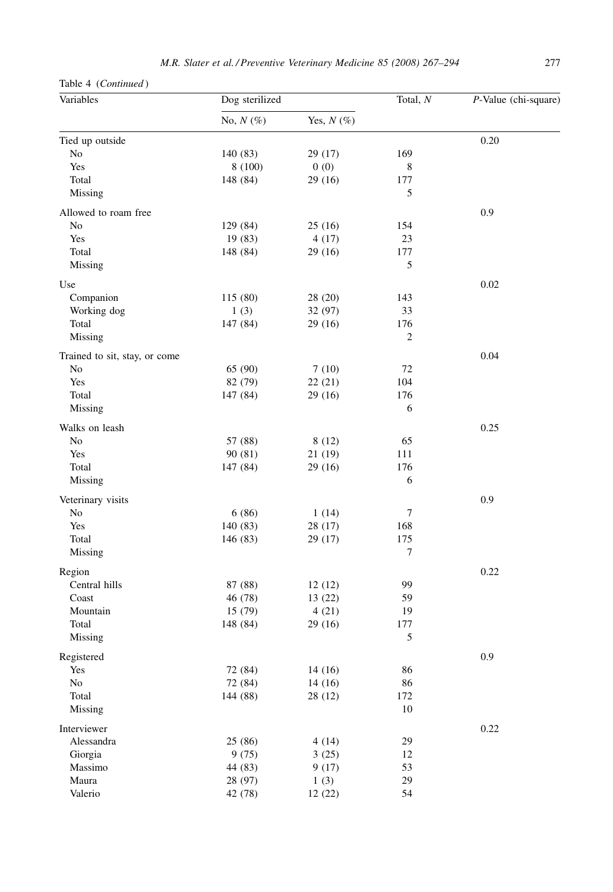Table 4 (*Continued*)

| Variables | Dog sterilized | | Total, *N* | *P*-Value (chi-square) |
|---|---|---|---|---|
| | No, *N* (%) | Yes, *N* (%) | | |
| Tied up outside | | | | 0.20 |
| No | 140 (83) | 29 (17) | 169 | |
| Yes | 8 (100) | 0 (0) | 8 | |
| Total | 148 (84) | 29 (16) | 177 | |
| Missing | | | 5 | |
| Allowed to roam free | | | | 0.9 |
| No | 129 (84) | 25 (16) | 154 | |
| Yes | 19 (83) | 4 (17) | 23 | |
| Total | 148 (84) | 29 (16) | 177 | |
| Missing | | | 5 | |
| Use | | | | 0.02 |
| Companion | 115 (80) | 28 (20) | 143 | |
| Working dog | 1 (3) | 32 (97) | 33 | |
| Total | 147 (84) | 29 (16) | 176 | |
| Missing | | | 2 | |
| Trained to sit, stay, or come | | | | 0.04 |
| No | 65 (90) | 7 (10) | 72 | |
| Yes | 82 (79) | 22 (21) | 104 | |
| Total | 147 (84) | 29 (16) | 176 | |
| Missing | | | 6 | |
| Walks on leash | | | | 0.25 |
| No | 57 (88) | 8 (12) | 65 | |
| Yes | 90 (81) | 21 (19) | 111 | |
| Total | 147 (84) | 29 (16) | 176 | |
| Missing | | | 6 | |
| Veterinary visits | | | | 0.9 |
| No | 6 (86) | 1 (14) | 7 | |
| Yes | 140 (83) | 28 (17) | 168 | |
| Total | 146 (83) | 29 (17) | 175 | |
| Missing | | | 7 | |
| Region | | | | 0.22 |
| Central hills | 87 (88) | 12 (12) | 99 | |
| Coast | 46 (78) | 13 (22) | 59 | |
| Mountain | 15 (79) | 4 (21) | 19 | |
| Total | 148 (84) | 29 (16) | 177 | |
| Missing | | | 5 | |
| Registered | | | | 0.9 |
| Yes | 72 (84) | 14 (16) | 86 | |
| No | 72 (84) | 14 (16) | 86 | |
| Total | 144 (88) | 28 (12) | 172 | |
| Missing | | | 10 | |
| Interviewer | | | | 0.22 |
| Alessandra | 25 (86) | 4 (14) | 29 | |
| Giorgia | 9 (75) | 3 (25) | 12 | |
| Massimo | 44 (83) | 9 (17) | 53 | |
| Maura | 28 (97) | 1 (3) | 29 | |
| Valerio | 42 (78) | 12 (22) | 54 | |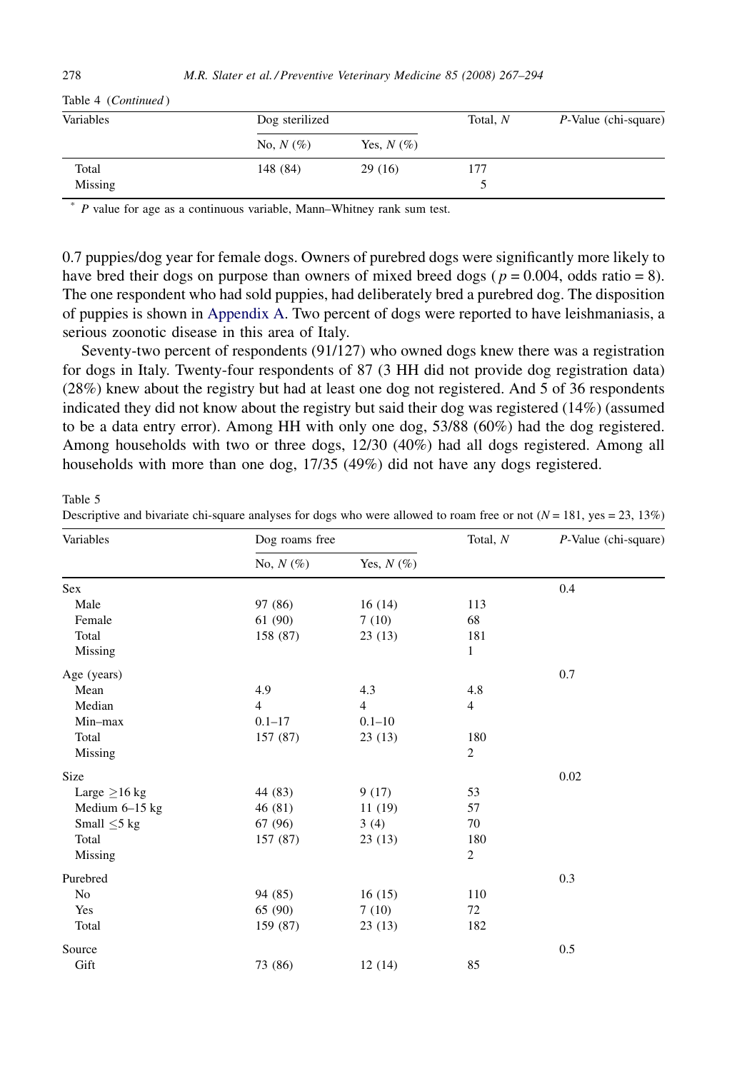Table 4 (*Continued*)

| Variables | Dog sterilized | | Total, *N* | *P*-Value (chi-square) |
|---|---|---|---|---|
| | No, *N* (%) | Yes, *N* (%) | | |
| Total | 148 (84) | 29 (16) | 177 | |
| Missing | | | 5 | |

\* *P* value for age as a continuous variable, Mann–Whitney rank sum test.

0.7 puppies/dog year for female dogs. Owners of purebred dogs were significantly more likely to have bred their dogs on purpose than owners of mixed breed dogs ($p = 0.004$, odds ratio = 8). The one respondent who had sold puppies, had deliberately bred a purebred dog. The disposition of puppies is shown in Appendix A. Two percent of dogs were reported to have leishmaniasis, a serious zoonotic disease in this area of Italy.

Seventy-two percent of respondents (91/127) who owned dogs knew there was a registration for dogs in Italy. Twenty-four respondents of 87 (3 HH did not provide dog registration data) (28%) knew about the registry but had at least one dog not registered. And 5 of 36 respondents indicated they did not know about the registry but said their dog was registered (14%) (assumed to be a data entry error). Among HH with only one dog, 53/88 (60%) had the dog registered. Among households with two or three dogs, 12/30 (40%) had all dogs registered. Among all households with more than one dog, 17/35 (49%) did not have any dogs registered.

Table 5
Descriptive and bivariate chi-square analyses for dogs who were allowed to roam free or not ($N = 181$, yes = 23, 13%)

| Variables | Dog roams free | | Total, *N* | *P*-Value (chi-square) |
|---|---|---|---|---|
| | No, *N* (%) | Yes, *N* (%) | | |
| Sex | | | | 0.4 |
| Male | 97 (86) | 16 (14) | 113 | |
| Female | 61 (90) | 7 (10) | 68 | |
| Total | 158 (87) | 23 (13) | 181 | |
| Missing | | | 1 | |
| Age (years) | | | | 0.7 |
| Mean | 4.9 | 4.3 | 4.8 | |
| Median | 4 | 4 | 4 | |
| Min–max | 0.1–17 | 0.1–10 | | |
| Total | 157 (87) | 23 (13) | 180 | |
| Missing | | | 2 | |
| Size | | | | 0.02 |
| Large ≥16 kg | 44 (83) | 9 (17) | 53 | |
| Medium 6–15 kg | 46 (81) | 11 (19) | 57 | |
| Small ≤5 kg | 67 (96) | 3 (4) | 70 | |
| Total | 157 (87) | 23 (13) | 180 | |
| Missing | | | 2 | |
| Purebred | | | | 0.3 |
| No | 94 (85) | 16 (15) | 110 | |
| Yes | 65 (90) | 7 (10) | 72 | |
| Total | 159 (87) | 23 (13) | 182 | |
| Source | | | | 0.5 |
| Gift | 73 (86) | 12 (14) | 85 | |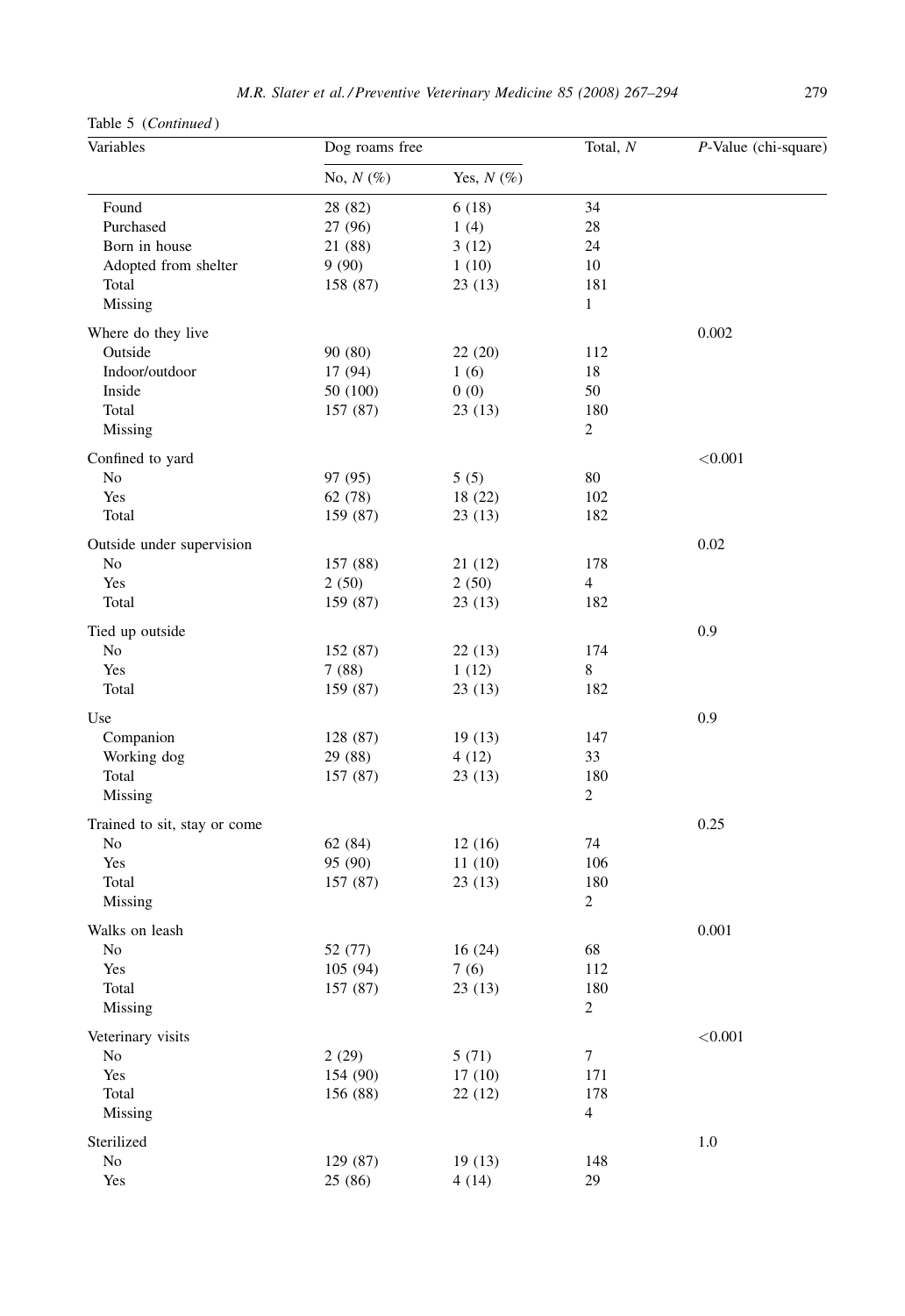Table 5 (*Continued*)

| Variables | Dog roams free | | Total, $N$ | $P$-Value (chi-square) |
|---|---|---|---|---|
| | No, $N$ (%) | Yes, $N$ (%) | | |
| Found | 28 (82) | 6 (18) | 34 | |
| Purchased | 27 (96) | 1 (4) | 28 | |
| Born in house | 21 (88) | 3 (12) | 24 | |
| Adopted from shelter | 9 (90) | 1 (10) | 10 | |
| Total | 158 (87) | 23 (13) | 181 | |
| Missing | | | 1 | |
| Where do they live | | | | 0.002 |
| Outside | 90 (80) | 22 (20) | 112 | |
| Indoor/outdoor | 17 (94) | 1 (6) | 18 | |
| Inside | 50 (100) | 0 (0) | 50 | |
| Total | 157 (87) | 23 (13) | 180 | |
| Missing | | | 2 | |
| Confined to yard | | | | <0.001 |
| No | 97 (95) | 5 (5) | 80 | |
| Yes | 62 (78) | 18 (22) | 102 | |
| Total | 159 (87) | 23 (13) | 182 | |
| Outside under supervision | | | | 0.02 |
| No | 157 (88) | 21 (12) | 178 | |
| Yes | 2 (50) | 2 (50) | 4 | |
| Total | 159 (87) | 23 (13) | 182 | |
| Tied up outside | | | | 0.9 |
| No | 152 (87) | 22 (13) | 174 | |
| Yes | 7 (88) | 1 (12) | 8 | |
| Total | 159 (87) | 23 (13) | 182 | |
| Use | | | | 0.9 |
| Companion | 128 (87) | 19 (13) | 147 | |
| Working dog | 29 (88) | 4 (12) | 33 | |
| Total | 157 (87) | 23 (13) | 180 | |
| Missing | | | 2 | |
| Trained to sit, stay or come | | | | 0.25 |
| No | 62 (84) | 12 (16) | 74 | |
| Yes | 95 (90) | 11 (10) | 106 | |
| Total | 157 (87) | 23 (13) | 180 | |
| Missing | | | 2 | |
| Walks on leash | | | | 0.001 |
| No | 52 (77) | 16 (24) | 68 | |
| Yes | 105 (94) | 7 (6) | 112 | |
| Total | 157 (87) | 23 (13) | 180 | |
| Missing | | | 2 | |
| Veterinary visits | | | | <0.001 |
| No | 2 (29) | 5 (71) | 7 | |
| Yes | 154 (90) | 17 (10) | 171 | |
| Total | 156 (88) | 22 (12) | 178 | |
| Missing | | | 4 | |
| Sterilized | | | | 1.0 |
| No | 129 (87) | 19 (13) | 148 | |
| Yes | 25 (86) | 4 (14) | 29 | |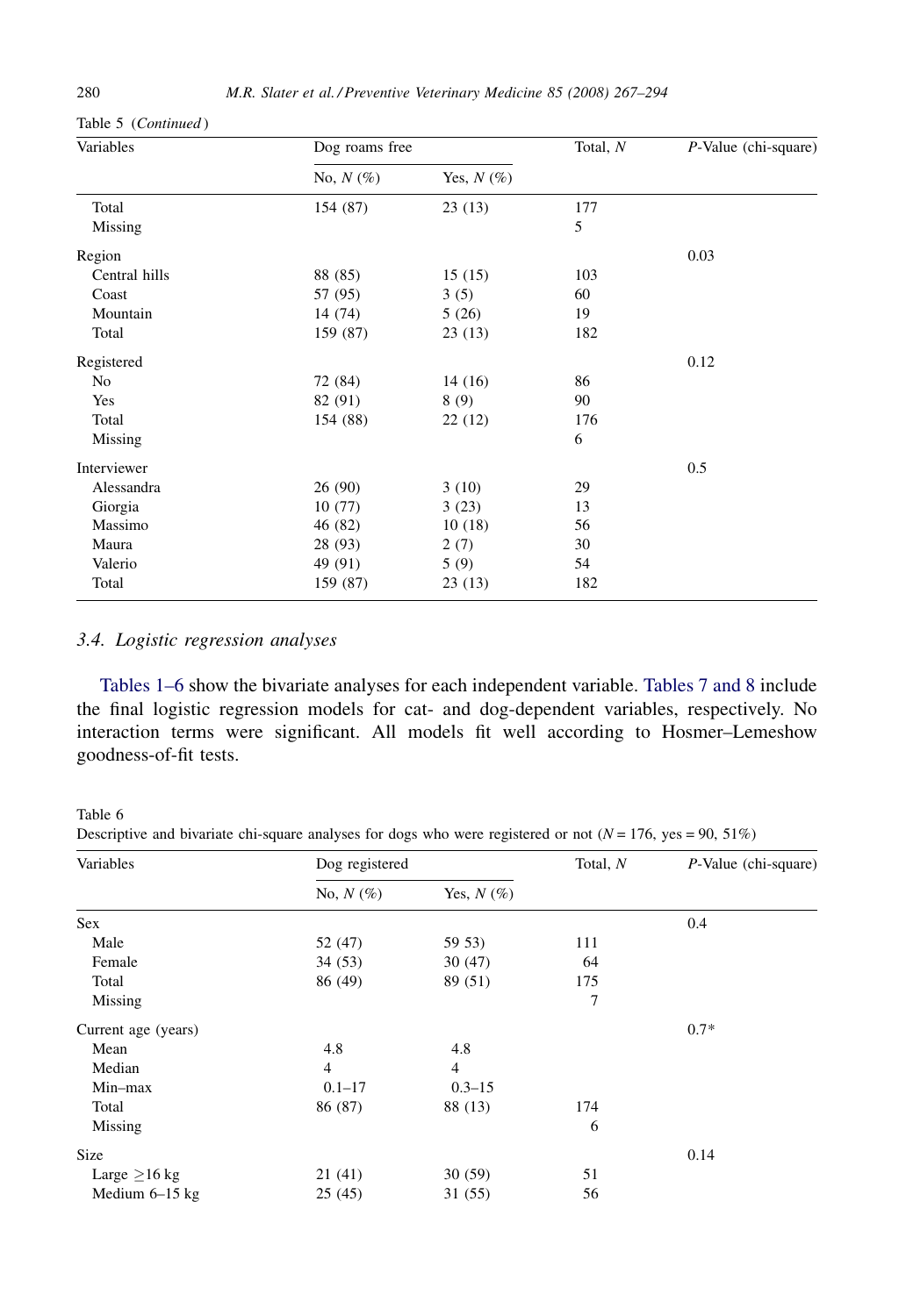Table 5 (*Continued*)

| Variables | Dog roams free | | Total, *N* | *P*-Value (chi-square) |
|---|---|---|---|---|
| | No, *N* (%) | Yes, *N* (%) | | |
| Total | 154 (87) | 23 (13) | 177 | |
| Missing | | | 5 | |
| Region | | | | 0.03 |
| Central hills | 88 (85) | 15 (15) | 103 | |
| Coast | 57 (95) | 3 (5) | 60 | |
| Mountain | 14 (74) | 5 (26) | 19 | |
| Total | 159 (87) | 23 (13) | 182 | |
| Registered | | | | 0.12 |
| No | 72 (84) | 14 (16) | 86 | |
| Yes | 82 (91) | 8 (9) | 90 | |
| Total | 154 (88) | 22 (12) | 176 | |
| Missing | | | 6 | |
| Interviewer | | | | 0.5 |
| Alessandra | 26 (90) | 3 (10) | 29 | |
| Giorgia | 10 (77) | 3 (23) | 13 | |
| Massimo | 46 (82) | 10 (18) | 56 | |
| Maura | 28 (93) | 2 (7) | 30 | |
| Valerio | 49 (91) | 5 (9) | 54 | |
| Total | 159 (87) | 23 (13) | 182 | |

### 3.4. Logistic regression analyses

Tables 1–6 show the bivariate analyses for each independent variable. Tables 7 and 8 include the final logistic regression models for cat- and dog-dependent variables, respectively. No interaction terms were significant. All models fit well according to Hosmer–Lemeshow goodness-of-fit tests.

Table 6
Descriptive and bivariate chi-square analyses for dogs who were registered or not ($N = 176$, yes = 90, 51%)

| Variables | Dog registered | | Total, *N* | *P*-Value (chi-square) |
|---|---|---|---|---|
| | No, *N* (%) | Yes, *N* (%) | | |
| Sex | | | | 0.4 |
| Male | 52 (47) | 59 53) | 111 | |
| Female | 34 (53) | 30 (47) | 64 | |
| Total | 86 (49) | 89 (51) | 175 | |
| Missing | | | 7 | |
| Current age (years) | | | | 0.7* |
| Mean | 4.8 | 4.8 | | |
| Median | 4 | 4 | | |
| Min–max | 0.1–17 | 0.3–15 | | |
| Total | 86 (87) | 88 (13) | 174 | |
| Missing | | | 6 | |
| Size | | | | 0.14 |
| Large ≥16 kg | 21 (41) | 30 (59) | 51 | |
| Medium 6–15 kg | 25 (45) | 31 (55) | 56 | |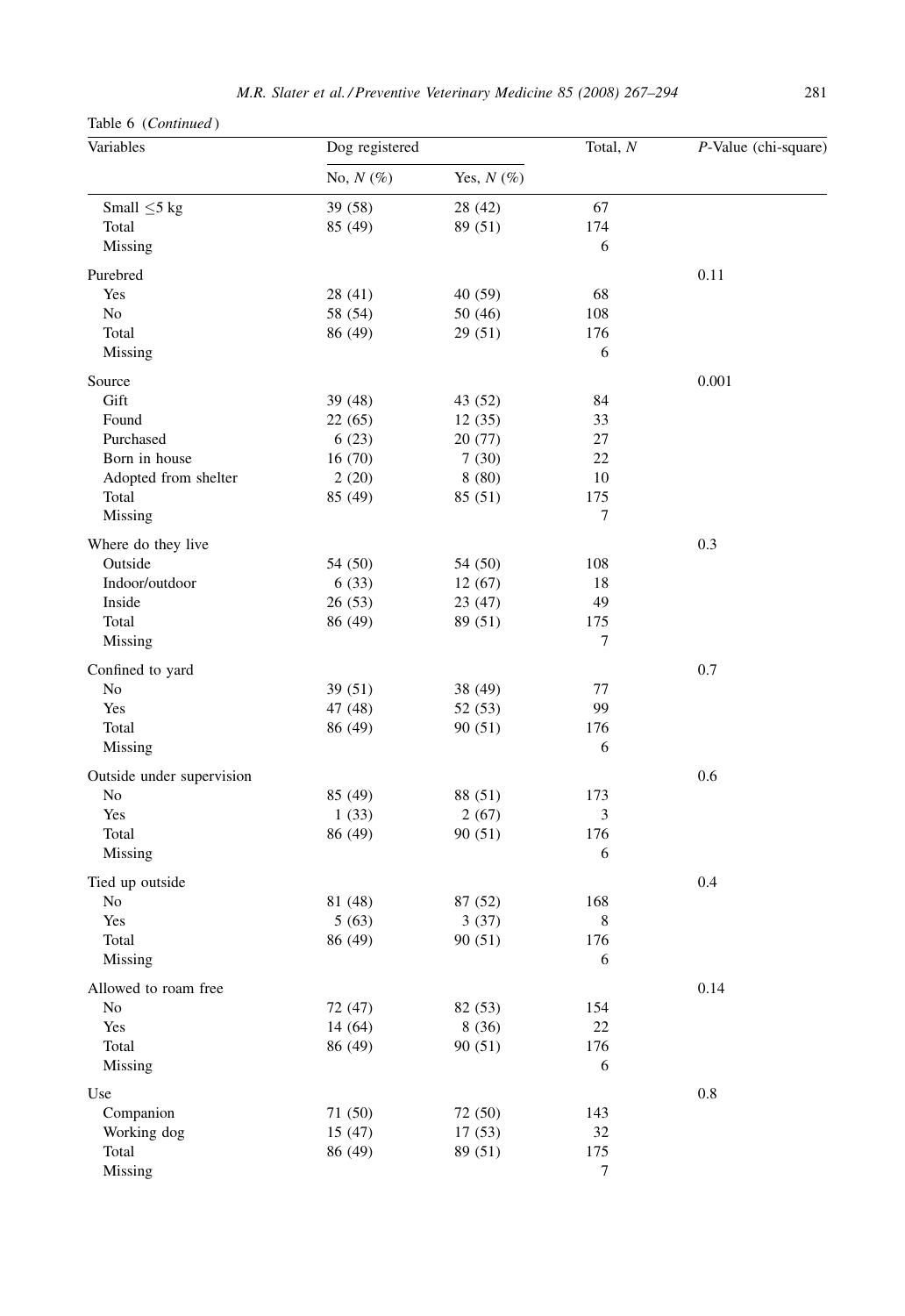Table 6 (*Continued*)

| Variables | Dog registered | | Total, $N$ | $P$-Value (chi-square) |
|---|---|---|---|---|
| | No, $N$ (%) | Yes, $N$ (%) | | |
| Small ≤5 kg | 39 (58) | 28 (42) | 67 | |
| Total | 85 (49) | 89 (51) | 174 | |
| Missing | | | 6 | |
| Purebred | | | | 0.11 |
| Yes | 28 (41) | 40 (59) | 68 | |
| No | 58 (54) | 50 (46) | 108 | |
| Total | 86 (49) | 29 (51) | 176 | |
| Missing | | | 6 | |
| Source | | | | 0.001 |
| Gift | 39 (48) | 43 (52) | 84 | |
| Found | 22 (65) | 12 (35) | 33 | |
| Purchased | 6 (23) | 20 (77) | 27 | |
| Born in house | 16 (70) | 7 (30) | 22 | |
| Adopted from shelter | 2 (20) | 8 (80) | 10 | |
| Total | 85 (49) | 85 (51) | 175 | |
| Missing | | | 7 | |
| Where do they live | | | | 0.3 |
| Outside | 54 (50) | 54 (50) | 108 | |
| Indoor/outdoor | 6 (33) | 12 (67) | 18 | |
| Inside | 26 (53) | 23 (47) | 49 | |
| Total | 86 (49) | 89 (51) | 175 | |
| Missing | | | 7 | |
| Confined to yard | | | | 0.7 |
| No | 39 (51) | 38 (49) | 77 | |
| Yes | 47 (48) | 52 (53) | 99 | |
| Total | 86 (49) | 90 (51) | 176 | |
| Missing | | | 6 | |
| Outside under supervision | | | | 0.6 |
| No | 85 (49) | 88 (51) | 173 | |
| Yes | 1 (33) | 2 (67) | 3 | |
| Total | 86 (49) | 90 (51) | 176 | |
| Missing | | | 6 | |
| Tied up outside | | | | 0.4 |
| No | 81 (48) | 87 (52) | 168 | |
| Yes | 5 (63) | 3 (37) | 8 | |
| Total | 86 (49) | 90 (51) | 176 | |
| Missing | | | 6 | |
| Allowed to roam free | | | | 0.14 |
| No | 72 (47) | 82 (53) | 154 | |
| Yes | 14 (64) | 8 (36) | 22 | |
| Total | 86 (49) | 90 (51) | 176 | |
| Missing | | | 6 | |
| Use | | | | 0.8 |
| Companion | 71 (50) | 72 (50) | 143 | |
| Working dog | 15 (47) | 17 (53) | 32 | |
| Total | 86 (49) | 89 (51) | 175 | |
| Missing | | | 7 | |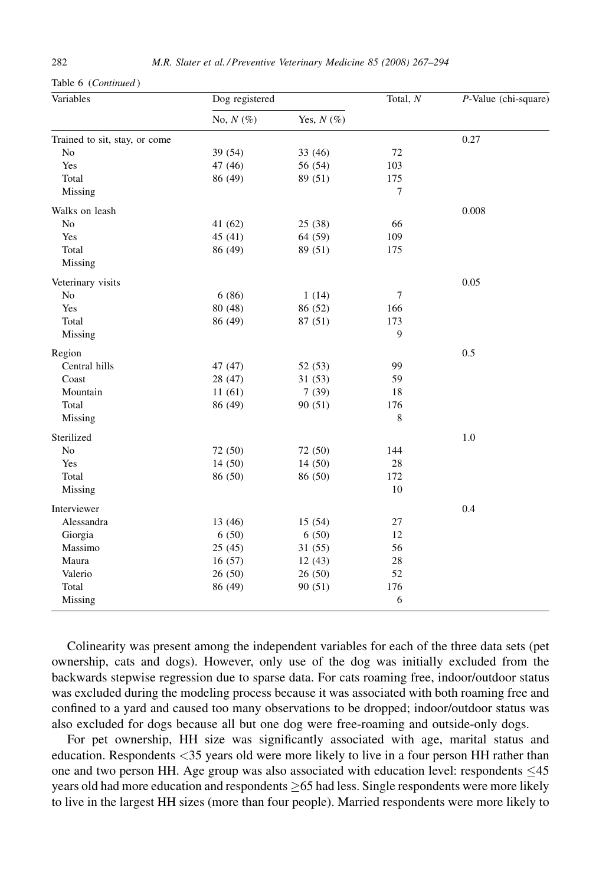Table 6 (*Continued*)

| Variables | Dog registered | | Total, *N* | *P*-Value (chi-square) |
|---|---|---|---|---|
| | No, *N* (%) | Yes, *N* (%) | | |
| Trained to sit, stay, or come | | | | 0.27 |
| No | 39 (54) | 33 (46) | 72 | |
| Yes | 47 (46) | 56 (54) | 103 | |
| Total | 86 (49) | 89 (51) | 175 | |
| Missing | | | 7 | |
| Walks on leash | | | | 0.008 |
| No | 41 (62) | 25 (38) | 66 | |
| Yes | 45 (41) | 64 (59) | 109 | |
| Total | 86 (49) | 89 (51) | 175 | |
| Missing | | | | |
| Veterinary visits | | | | 0.05 |
| No | 6 (86) | 1 (14) | 7 | |
| Yes | 80 (48) | 86 (52) | 166 | |
| Total | 86 (49) | 87 (51) | 173 | |
| Missing | | | 9 | |
| Region | | | | 0.5 |
| Central hills | 47 (47) | 52 (53) | 99 | |
| Coast | 28 (47) | 31 (53) | 59 | |
| Mountain | 11 (61) | 7 (39) | 18 | |
| Total | 86 (49) | 90 (51) | 176 | |
| Missing | | | 8 | |
| Sterilized | | | | 1.0 |
| No | 72 (50) | 72 (50) | 144 | |
| Yes | 14 (50) | 14 (50) | 28 | |
| Total | 86 (50) | 86 (50) | 172 | |
| Missing | | | 10 | |
| Interviewer | | | | 0.4 |
| Alessandra | 13 (46) | 15 (54) | 27 | |
| Giorgia | 6 (50) | 6 (50) | 12 | |
| Massimo | 25 (45) | 31 (55) | 56 | |
| Maura | 16 (57) | 12 (43) | 28 | |
| Valerio | 26 (50) | 26 (50) | 52 | |
| Total | 86 (49) | 90 (51) | 176 | |
| Missing | | | 6 | |

Colinearity was present among the independent variables for each of the three data sets (pet ownership, cats and dogs). However, only use of the dog was initially excluded from the backwards stepwise regression due to sparse data. For cats roaming free, indoor/outdoor status was excluded during the modeling process because it was associated with both roaming free and confined to a yard and caused too many observations to be dropped; indoor/outdoor status was also excluded for dogs because all but one dog were free-roaming and outside-only dogs.

For pet ownership, HH size was significantly associated with age, marital status and education. Respondents <35 years old were more likely to live in a four person HH rather than one and two person HH. Age group was also associated with education level: respondents ≤45 years old had more education and respondents ≥65 had less. Single respondents were more likely to live in the largest HH sizes (more than four people). Married respondents were more likely to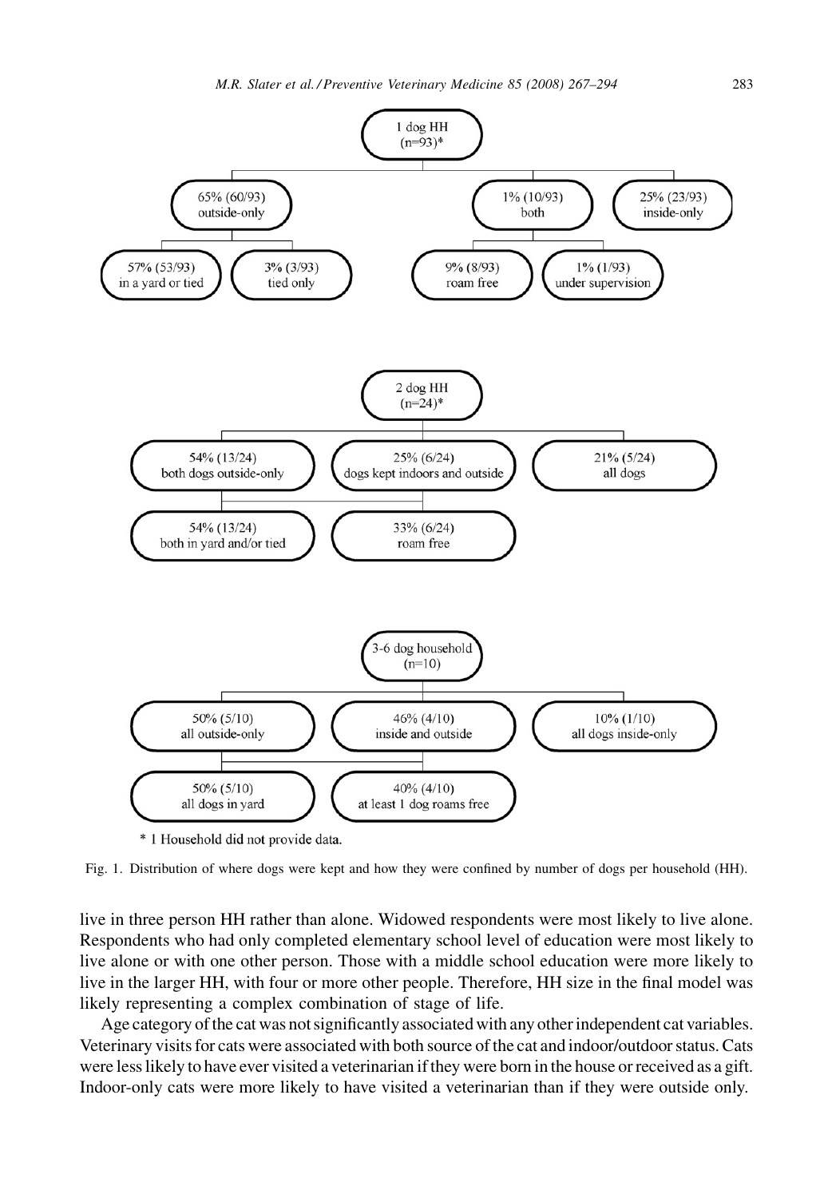1 dog HH (n=93)*

- 65% (60/93) outside-only
  - 57% (53/93) in a yard or tied
  - 3% (3/93) tied only
- 1% (10/93) both
  - 9% (8/93) roam free
  - 1% (1/93) under supervision
- 25% (23/93) inside-only

2 dog HH (n=24)*

- 54% (13/24) both dogs outside-only
- 25% (6/24) dogs kept indoors and outside
- 21% (5/24) all dogs
  - 54% (13/24) both in yard and/or tied
  - 33% (6/24) roam free

3-6 dog household (n=10)

- 50% (5/10) all outside-only
- 46% (4/10) inside and outside
- 10% (1/10) all dogs inside-only
  - 50% (5/10) all dogs in yard
  - 40% (4/10) at least 1 dog roams free

\* 1 Household did not provide data.

Fig. 1. Distribution of where dogs were kept and how they were confined by number of dogs per household (HH).

live in three person HH rather than alone. Widowed respondents were most likely to live alone. Respondents who had only completed elementary school level of education were most likely to live alone or with one other person. Those with a middle school education were more likely to live in the larger HH, with four or more other people. Therefore, HH size in the final model was likely representing a complex combination of stage of life.

Age category of the cat was not significantly associated with any other independent cat variables. Veterinary visits for cats were associated with both source of the cat and indoor/outdoor status. Cats were less likely to have ever visited a veterinarian if they were born in the house or received as a gift. Indoor-only cats were more likely to have visited a veterinarian than if they were outside only.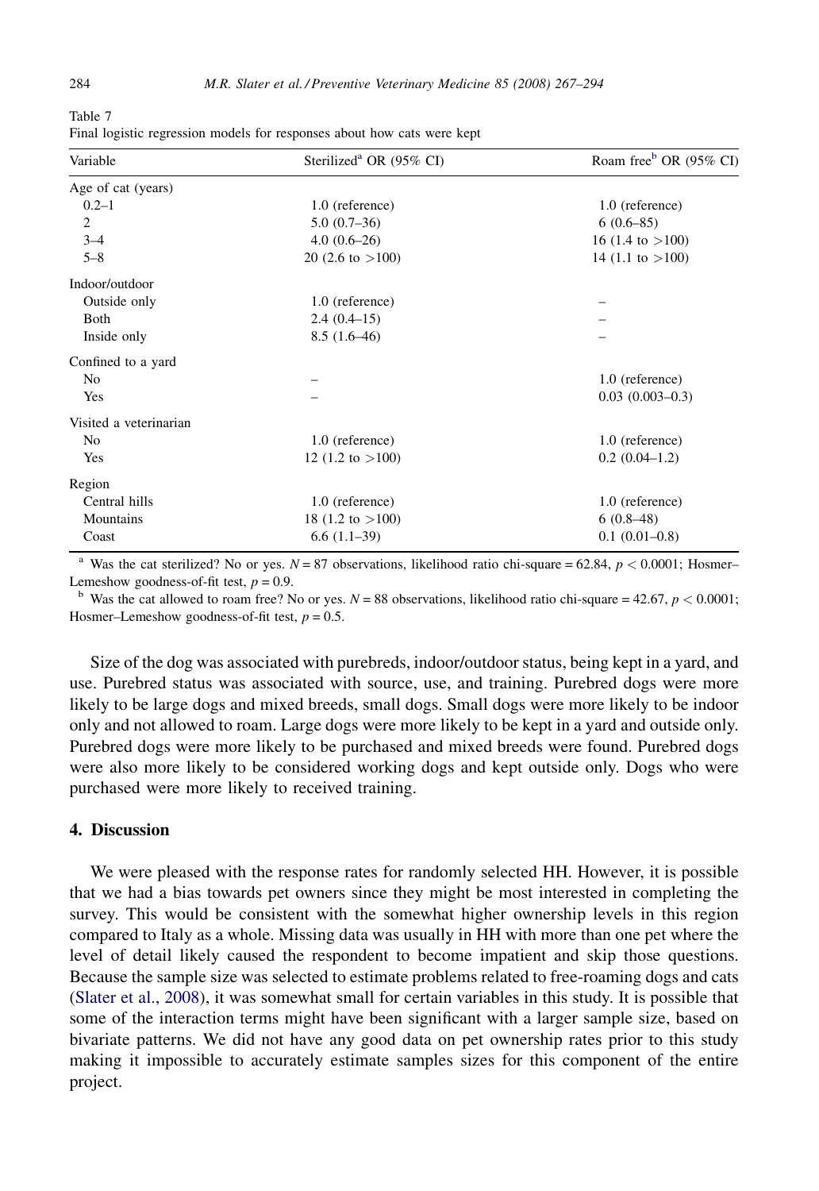Table 7
Final logistic regression models for responses about how cats were kept

| Variable | Sterilized[a] OR (95% CI) | Roam free[b] OR (95% CI) |
|---|---|---|
| Age of cat (years) | | |
| 0.2–1 | 1.0 (reference) | 1.0 (reference) |
| 2 | 5.0 (0.7–36) | 6 (0.6–85) |
| 3–4 | 4.0 (0.6–26) | 16 (1.4 to >100) |
| 5–8 | 20 (2.6 to >100) | 14 (1.1 to >100) |
| Indoor/outdoor | | |
| Outside only | 1.0 (reference) | – |
| Both | 2.4 (0.4–15) | – |
| Inside only | 8.5 (1.6–46) | – |
| Confined to a yard | | |
| No | – | 1.0 (reference) |
| Yes | – | 0.03 (0.003–0.3) |
| Visited a veterinarian | | |
| No | 1.0 (reference) | 1.0 (reference) |
| Yes | 12 (1.2 to >100) | 0.2 (0.04–1.2) |
| Region | | |
| Central hills | 1.0 (reference) | 1.0 (reference) |
| Mountains | 18 (1.2 to >100) | 6 (0.8–48) |
| Coast | 6.6 (1.1–39) | 0.1 (0.01–0.8) |

[a] Was the cat sterilized? No or yes. $N = 87$ observations, likelihood ratio chi-square = 62.84, $p < 0.0001$; Hosmer–Lemeshow goodness-of-fit test, $p = 0.9$.

[b] Was the cat allowed to roam free? No or yes. $N = 88$ observations, likelihood ratio chi-square = 42.67, $p < 0.0001$; Hosmer–Lemeshow goodness-of-fit test, $p = 0.5$.

Size of the dog was associated with purebreds, indoor/outdoor status, being kept in a yard, and use. Purebred status was associated with source, use, and training. Purebred dogs were more likely to be large dogs and mixed breeds, small dogs. Small dogs were more likely to be indoor only and not allowed to roam. Large dogs were more likely to be kept in a yard and outside only. Purebred dogs were more likely to be purchased and mixed breeds were found. Purebred dogs were also more likely to be considered working dogs and kept outside only. Dogs who were purchased were more likely to received training.

## 4. Discussion

We were pleased with the response rates for randomly selected HH. However, it is possible that we had a bias towards pet owners since they might be most interested in completing the survey. This would be consistent with the somewhat higher ownership levels in this region compared to Italy as a whole. Missing data was usually in HH with more than one pet where the level of detail likely caused the respondent to become impatient and skip those questions. Because the sample size was selected to estimate problems related to free-roaming dogs and cats (Slater et al., 2008), it was somewhat small for certain variables in this study. It is possible that some of the interaction terms might have been significant with a larger sample size, based on bivariate patterns. We did not have any good data on pet ownership rates prior to this study making it impossible to accurately estimate samples sizes for this component of the entire project.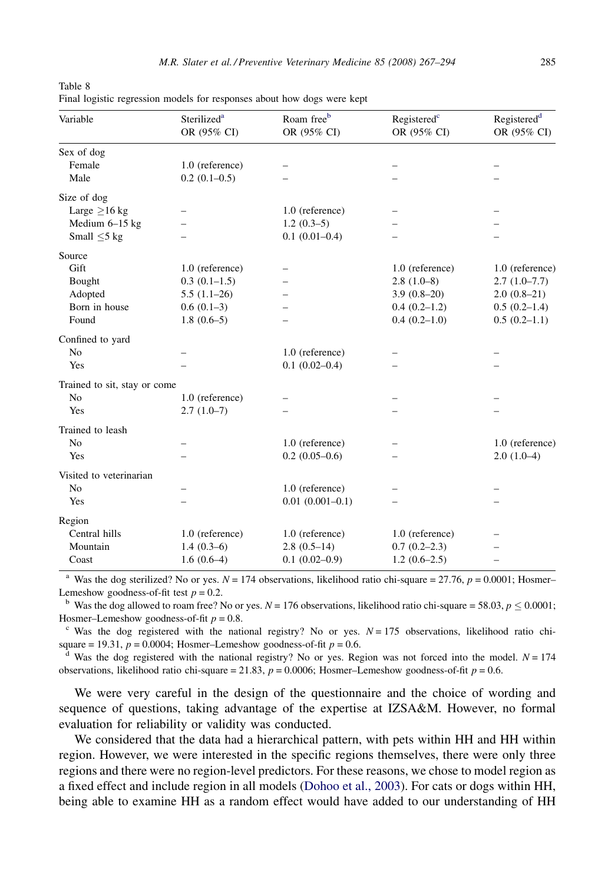Table 8
Final logistic regression models for responses about how dogs were kept

| Variable | Sterilized[a] OR (95% CI) | Roam free[b] OR (95% CI) | Registered[c] OR (95% CI) | Registered[d] OR (95% CI) |
|---|---|---|---|---|
| Sex of dog | | | | |
| Female | 1.0 (reference) | – | – | – |
| Male | 0.2 (0.1–0.5) | – | – | – |
| Size of dog | | | | |
| Large ≥16 kg | – | 1.0 (reference) | – | – |
| Medium 6–15 kg | – | 1.2 (0.3–5) | – | – |
| Small ≤5 kg | – | 0.1 (0.01–0.4) | – | – |
| Source | | | | |
| Gift | 1.0 (reference) | – | 1.0 (reference) | 1.0 (reference) |
| Bought | 0.3 (0.1–1.5) | – | 2.8 (1.0–8) | 2.7 (1.0–7.7) |
| Adopted | 5.5 (1.1–26) | – | 3.9 (0.8–20) | 2.0 (0.8–21) |
| Born in house | 0.6 (0.1–3) | – | 0.4 (0.2–1.2) | 0.5 (0.2–1.4) |
| Found | 1.8 (0.6–5) | – | 0.4 (0.2–1.0) | 0.5 (0.2–1.1) |
| Confined to yard | | | | |
| No | – | 1.0 (reference) | – | – |
| Yes | – | 0.1 (0.02–0.4) | – | – |
| Trained to sit, stay or come | | | | |
| No | 1.0 (reference) | – | – | – |
| Yes | 2.7 (1.0–7) | – | – | – |
| Trained to leash | | | | |
| No | – | 1.0 (reference) | – | 1.0 (reference) |
| Yes | – | 0.2 (0.05–0.6) | – | 2.0 (1.0–4) |
| Visited to veterinarian | | | | |
| No | – | 1.0 (reference) | – | – |
| Yes | – | 0.01 (0.001–0.1) | – | – |
| Region | | | | |
| Central hills | 1.0 (reference) | 1.0 (reference) | 1.0 (reference) | – |
| Mountain | 1.4 (0.3–6) | 2.8 (0.5–14) | 0.7 (0.2–2.3) | – |
| Coast | 1.6 (0.6–4) | 0.1 (0.02–0.9) | 1.2 (0.6–2.5) | – |

[a] Was the dog sterilized? No or yes. $N = 174$ observations, likelihood ratio chi-square = 27.76, $p = 0.0001$; Hosmer–Lemeshow goodness-of-fit test $p = 0.2$.

[b] Was the dog allowed to roam free? No or yes. $N = 176$ observations, likelihood ratio chi-square = 58.03, $p \leq 0.0001$; Hosmer–Lemeshow goodness-of-fit $p = 0.8$.

[c] Was the dog registered with the national registry? No or yes. $N = 175$ observations, likelihood ratio chi-square = 19.31, $p = 0.0004$; Hosmer–Lemeshow goodness-of-fit $p = 0.6$.

[d] Was the dog registered with the national registry? No or yes. Region was not forced into the model. $N = 174$ observations, likelihood ratio chi-square = 21.83, $p = 0.0006$; Hosmer–Lemeshow goodness-of-fit $p = 0.6$.

We were very careful in the design of the questionnaire and the choice of wording and sequence of questions, taking advantage of the expertise at IZSA&M. However, no formal evaluation for reliability or validity was conducted.

We considered that the data had a hierarchical pattern, with pets within HH and HH within region. However, we were interested in the specific regions themselves, there were only three regions and there were no region-level predictors. For these reasons, we chose to model region as a fixed effect and include region in all models (Dohoo et al., 2003). For cats or dogs within HH, being able to examine HH as a random effect would have added to our understanding of HH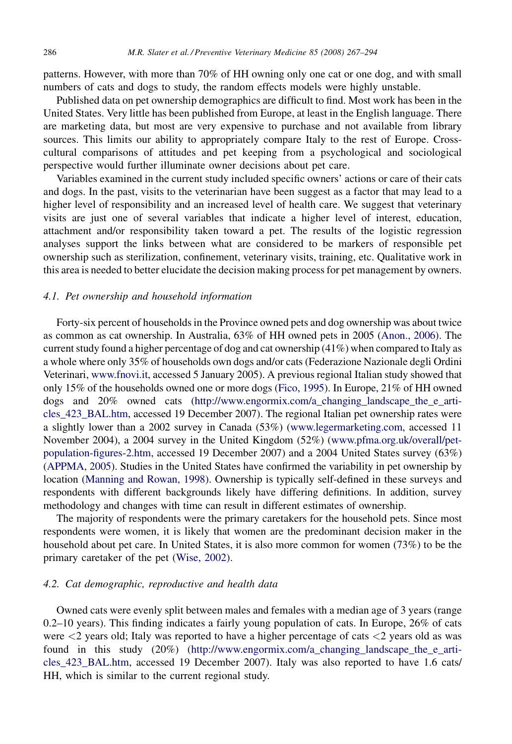patterns. However, with more than 70% of HH owning only one cat or one dog, and with small numbers of cats and dogs to study, the random effects models were highly unstable.

Published data on pet ownership demographics are difficult to find. Most work has been in the United States. Very little has been published from Europe, at least in the English language. There are marketing data, but most are very expensive to purchase and not available from library sources. This limits our ability to appropriately compare Italy to the rest of Europe. Cross-cultural comparisons of attitudes and pet keeping from a psychological and sociological perspective would further illuminate owner decisions about pet care.

Variables examined in the current study included specific owners' actions or care of their cats and dogs. In the past, visits to the veterinarian have been suggest as a factor that may lead to a higher level of responsibility and an increased level of health care. We suggest that veterinary visits are just one of several variables that indicate a higher level of interest, education, attachment and/or responsibility taken toward a pet. The results of the logistic regression analyses support the links between what are considered to be markers of responsible pet ownership such as sterilization, confinement, veterinary visits, training, etc. Qualitative work in this area is needed to better elucidate the decision making process for pet management by owners.

### 4.1. Pet ownership and household information

Forty-six percent of households in the Province owned pets and dog ownership was about twice as common as cat ownership. In Australia, 63% of HH owned pets in 2005 (Anon., 2006). The current study found a higher percentage of dog and cat ownership (41%) when compared to Italy as a whole where only 35% of households own dogs and/or cats (Federazione Nazionale degli Ordini Veterinari, www.fnovi.it, accessed 5 January 2005). A previous regional Italian study showed that only 15% of the households owned one or more dogs (Fico, 1995). In Europe, 21% of HH owned dogs and 20% owned cats (http://www.engormix.com/a_changing_landscape_the_e_articles_423_BAL.htm, accessed 19 December 2007). The regional Italian pet ownership rates were a slightly lower than a 2002 survey in Canada (53%) (www.legermarketing.com, accessed 11 November 2004), a 2004 survey in the United Kingdom (52%) (www.pfma.org.uk/overall/pet-population-figures-2.htm, accessed 19 December 2007) and a 2004 United States survey (63%) (APPMA, 2005). Studies in the United States have confirmed the variability in pet ownership by location (Manning and Rowan, 1998). Ownership is typically self-defined in these surveys and respondents with different backgrounds likely have differing definitions. In addition, survey methodology and changes with time can result in different estimates of ownership.

The majority of respondents were the primary caretakers for the household pets. Since most respondents were women, it is likely that women are the predominant decision maker in the household about pet care. In United States, it is also more common for women (73%) to be the primary caretaker of the pet (Wise, 2002).

### 4.2. Cat demographic, reproductive and health data

Owned cats were evenly split between males and females with a median age of 3 years (range 0.2–10 years). This finding indicates a fairly young population of cats. In Europe, 26% of cats were <2 years old; Italy was reported to have a higher percentage of cats <2 years old as was found in this study (20%) (http://www.engormix.com/a_changing_landscape_the_e_articles_423_BAL.htm, accessed 19 December 2007). Italy was also reported to have 1.6 cats/HH, which is similar to the current regional study.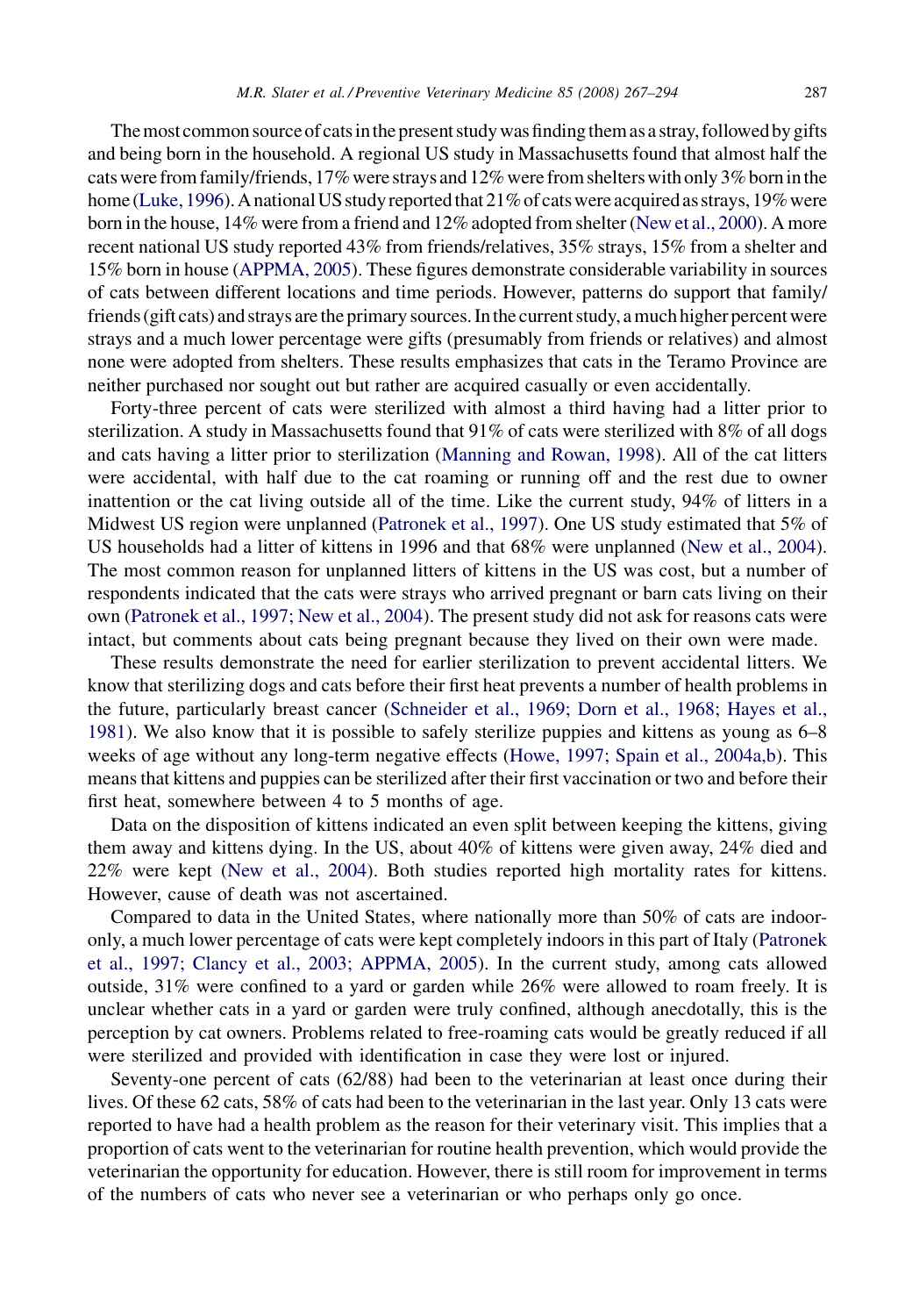The most common source of cats in the present study was finding them as a stray, followed by gifts and being born in the household. A regional US study in Massachusetts found that almost half the cats were from family/friends, 17% were strays and 12% were from shelters with only 3% born in the home (Luke, 1996). A national US study reported that 21% of cats were acquired as strays, 19% were born in the house, 14% were from a friend and 12% adopted from shelter (New et al., 2000). A more recent national US study reported 43% from friends/relatives, 35% strays, 15% from a shelter and 15% born in house (APPMA, 2005). These figures demonstrate considerable variability in sources of cats between different locations and time periods. However, patterns do support that family/friends (gift cats) and strays are the primary sources. In the current study, a much higher percent were strays and a much lower percentage were gifts (presumably from friends or relatives) and almost none were adopted from shelters. These results emphasizes that cats in the Teramo Province are neither purchased nor sought out but rather are acquired casually or even accidentally.

Forty-three percent of cats were sterilized with almost a third having had a litter prior to sterilization. A study in Massachusetts found that 91% of cats were sterilized with 8% of all dogs and cats having a litter prior to sterilization (Manning and Rowan, 1998). All of the cat litters were accidental, with half due to the cat roaming or running off and the rest due to owner inattention or the cat living outside all of the time. Like the current study, 94% of litters in a Midwest US region were unplanned (Patronek et al., 1997). One US study estimated that 5% of US households had a litter of kittens in 1996 and that 68% were unplanned (New et al., 2004). The most common reason for unplanned litters of kittens in the US was cost, but a number of respondents indicated that the cats were strays who arrived pregnant or barn cats living on their own (Patronek et al., 1997; New et al., 2004). The present study did not ask for reasons cats were intact, but comments about cats being pregnant because they lived on their own were made.

These results demonstrate the need for earlier sterilization to prevent accidental litters. We know that sterilizing dogs and cats before their first heat prevents a number of health problems in the future, particularly breast cancer (Schneider et al., 1969; Dorn et al., 1968; Hayes et al., 1981). We also know that it is possible to safely sterilize puppies and kittens as young as 6–8 weeks of age without any long-term negative effects (Howe, 1997; Spain et al., 2004a,b). This means that kittens and puppies can be sterilized after their first vaccination or two and before their first heat, somewhere between 4 to 5 months of age.

Data on the disposition of kittens indicated an even split between keeping the kittens, giving them away and kittens dying. In the US, about 40% of kittens were given away, 24% died and 22% were kept (New et al., 2004). Both studies reported high mortality rates for kittens. However, cause of death was not ascertained.

Compared to data in the United States, where nationally more than 50% of cats are indoor-only, a much lower percentage of cats were kept completely indoors in this part of Italy (Patronek et al., 1997; Clancy et al., 2003; APPMA, 2005). In the current study, among cats allowed outside, 31% were confined to a yard or garden while 26% were allowed to roam freely. It is unclear whether cats in a yard or garden were truly confined, although anecdotally, this is the perception by cat owners. Problems related to free-roaming cats would be greatly reduced if all were sterilized and provided with identification in case they were lost or injured.

Seventy-one percent of cats (62/88) had been to the veterinarian at least once during their lives. Of these 62 cats, 58% of cats had been to the veterinarian in the last year. Only 13 cats were reported to have had a health problem as the reason for their veterinary visit. This implies that a proportion of cats went to the veterinarian for routine health prevention, which would provide the veterinarian the opportunity for education. However, there is still room for improvement in terms of the numbers of cats who never see a veterinarian or who perhaps only go once.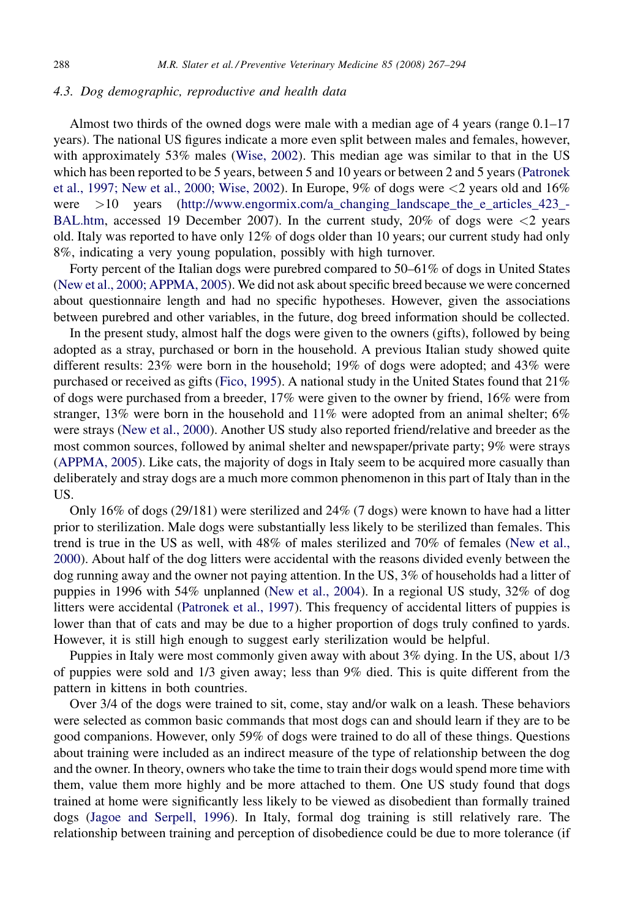### 4.3. Dog demographic, reproductive and health data

Almost two thirds of the owned dogs were male with a median age of 4 years (range 0.1–17 years). The national US figures indicate a more even split between males and females, however, with approximately 53% males (Wise, 2002). This median age was similar to that in the US which has been reported to be 5 years, between 5 and 10 years or between 2 and 5 years (Patronek et al., 1997; New et al., 2000; Wise, 2002). In Europe, 9% of dogs were <2 years old and 16% were >10 years (http://www.engormix.com/a_changing_landscape_the_e_articles_423_-BAL.htm, accessed 19 December 2007). In the current study, 20% of dogs were <2 years old. Italy was reported to have only 12% of dogs older than 10 years; our current study had only 8%, indicating a very young population, possibly with high turnover.

Forty percent of the Italian dogs were purebred compared to 50–61% of dogs in United States (New et al., 2000; APPMA, 2005). We did not ask about specific breed because we were concerned about questionnaire length and had no specific hypotheses. However, given the associations between purebred and other variables, in the future, dog breed information should be collected.

In the present study, almost half the dogs were given to the owners (gifts), followed by being adopted as a stray, purchased or born in the household. A previous Italian study showed quite different results: 23% were born in the household; 19% of dogs were adopted; and 43% were purchased or received as gifts (Fico, 1995). A national study in the United States found that 21% of dogs were purchased from a breeder, 17% were given to the owner by friend, 16% were from stranger, 13% were born in the household and 11% were adopted from an animal shelter; 6% were strays (New et al., 2000). Another US study also reported friend/relative and breeder as the most common sources, followed by animal shelter and newspaper/private party; 9% were strays (APPMA, 2005). Like cats, the majority of dogs in Italy seem to be acquired more casually than deliberately and stray dogs are a much more common phenomenon in this part of Italy than in the US.

Only 16% of dogs (29/181) were sterilized and 24% (7 dogs) were known to have had a litter prior to sterilization. Male dogs were substantially less likely to be sterilized than females. This trend is true in the US as well, with 48% of males sterilized and 70% of females (New et al., 2000). About half of the dog litters were accidental with the reasons divided evenly between the dog running away and the owner not paying attention. In the US, 3% of households had a litter of puppies in 1996 with 54% unplanned (New et al., 2004). In a regional US study, 32% of dog litters were accidental (Patronek et al., 1997). This frequency of accidental litters of puppies is lower than that of cats and may be due to a higher proportion of dogs truly confined to yards. However, it is still high enough to suggest early sterilization would be helpful.

Puppies in Italy were most commonly given away with about 3% dying. In the US, about 1/3 of puppies were sold and 1/3 given away; less than 9% died. This is quite different from the pattern in kittens in both countries.

Over 3/4 of the dogs were trained to sit, come, stay and/or walk on a leash. These behaviors were selected as common basic commands that most dogs can and should learn if they are to be good companions. However, only 59% of dogs were trained to do all of these things. Questions about training were included as an indirect measure of the type of relationship between the dog and the owner. In theory, owners who take the time to train their dogs would spend more time with them, value them more highly and be more attached to them. One US study found that dogs trained at home were significantly less likely to be viewed as disobedient than formally trained dogs (Jagoe and Serpell, 1996). In Italy, formal dog training is still relatively rare. The relationship between training and perception of disobedience could be due to more tolerance (if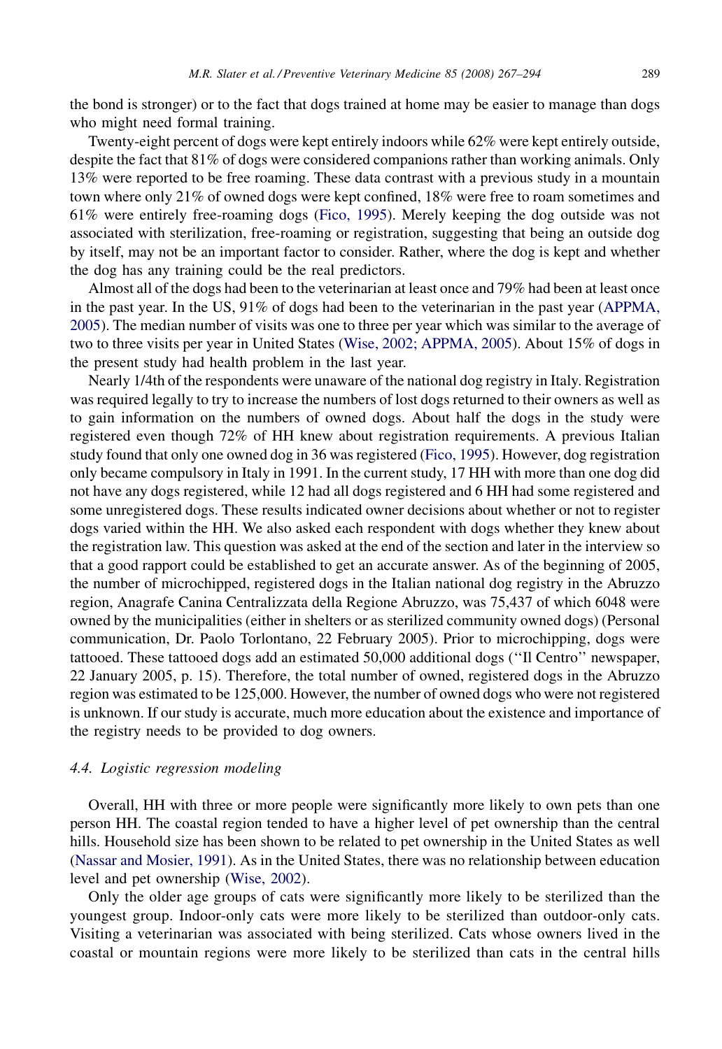the bond is stronger) or to the fact that dogs trained at home may be easier to manage than dogs who might need formal training.

Twenty-eight percent of dogs were kept entirely indoors while 62% were kept entirely outside, despite the fact that 81% of dogs were considered companions rather than working animals. Only 13% were reported to be free roaming. These data contrast with a previous study in a mountain town where only 21% of owned dogs were kept confined, 18% were free to roam sometimes and 61% were entirely free-roaming dogs (Fico, 1995). Merely keeping the dog outside was not associated with sterilization, free-roaming or registration, suggesting that being an outside dog by itself, may not be an important factor to consider. Rather, where the dog is kept and whether the dog has any training could be the real predictors.

Almost all of the dogs had been to the veterinarian at least once and 79% had been at least once in the past year. In the US, 91% of dogs had been to the veterinarian in the past year (APPMA, 2005). The median number of visits was one to three per year which was similar to the average of two to three visits per year in United States (Wise, 2002; APPMA, 2005). About 15% of dogs in the present study had health problem in the last year.

Nearly 1/4th of the respondents were unaware of the national dog registry in Italy. Registration was required legally to try to increase the numbers of lost dogs returned to their owners as well as to gain information on the numbers of owned dogs. About half the dogs in the study were registered even though 72% of HH knew about registration requirements. A previous Italian study found that only one owned dog in 36 was registered (Fico, 1995). However, dog registration only became compulsory in Italy in 1991. In the current study, 17 HH with more than one dog did not have any dogs registered, while 12 had all dogs registered and 6 HH had some registered and some unregistered dogs. These results indicated owner decisions about whether or not to register dogs varied within the HH. We also asked each respondent with dogs whether they knew about the registration law. This question was asked at the end of the section and later in the interview so that a good rapport could be established to get an accurate answer. As of the beginning of 2005, the number of microchipped, registered dogs in the Italian national dog registry in the Abruzzo region, Anagrafe Canina Centralizzata della Regione Abruzzo, was 75,437 of which 6048 were owned by the municipalities (either in shelters or as sterilized community owned dogs) (Personal communication, Dr. Paolo Torlontano, 22 February 2005). Prior to microchipping, dogs were tattooed. These tattooed dogs add an estimated 50,000 additional dogs (''Il Centro'' newspaper, 22 January 2005, p. 15). Therefore, the total number of owned, registered dogs in the Abruzzo region was estimated to be 125,000. However, the number of owned dogs who were not registered is unknown. If our study is accurate, much more education about the existence and importance of the registry needs to be provided to dog owners.

### 4.4. *Logistic regression modeling*

Overall, HH with three or more people were significantly more likely to own pets than one person HH. The coastal region tended to have a higher level of pet ownership than the central hills. Household size has been shown to be related to pet ownership in the United States as well (Nassar and Mosier, 1991). As in the United States, there was no relationship between education level and pet ownership (Wise, 2002).

Only the older age groups of cats were significantly more likely to be sterilized than the youngest group. Indoor-only cats were more likely to be sterilized than outdoor-only cats. Visiting a veterinarian was associated with being sterilized. Cats whose owners lived in the coastal or mountain regions were more likely to be sterilized than cats in the central hills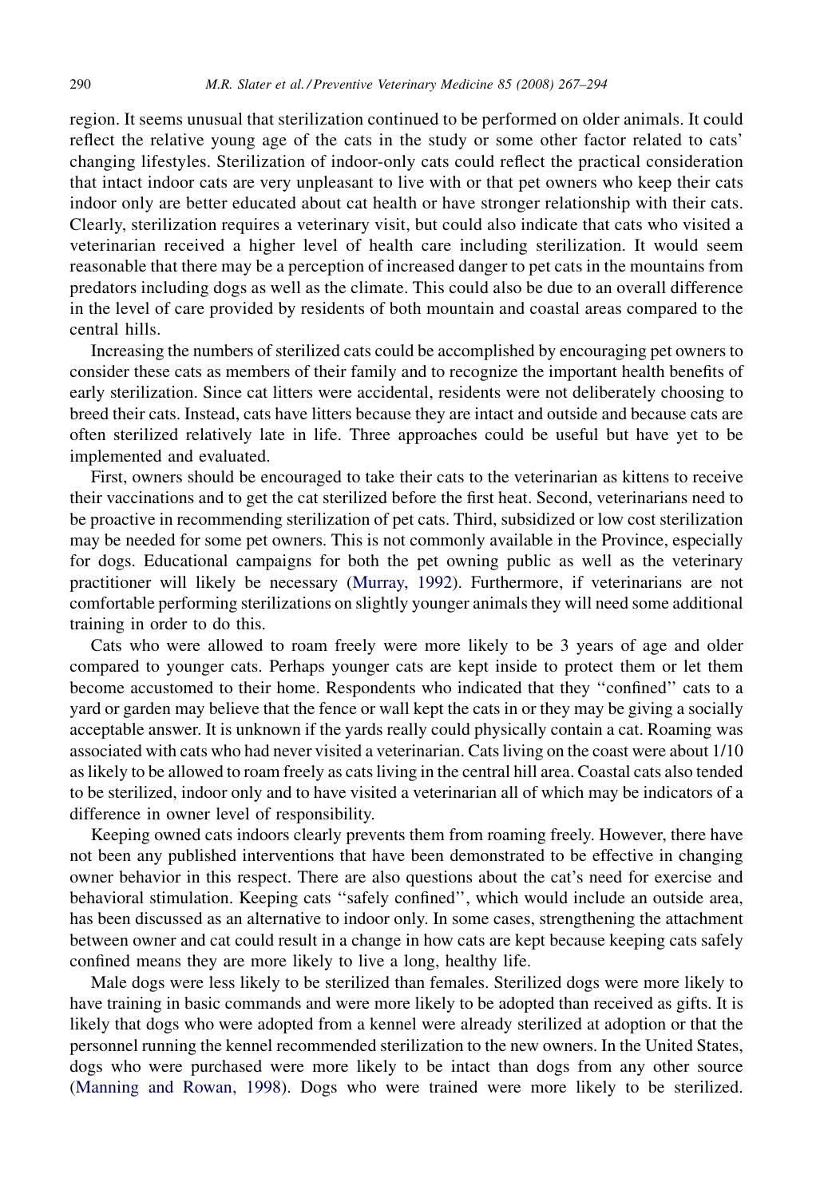region. It seems unusual that sterilization continued to be performed on older animals. It could reflect the relative young age of the cats in the study or some other factor related to cats' changing lifestyles. Sterilization of indoor-only cats could reflect the practical consideration that intact indoor cats are very unpleasant to live with or that pet owners who keep their cats indoor only are better educated about cat health or have stronger relationship with their cats. Clearly, sterilization requires a veterinary visit, but could also indicate that cats who visited a veterinarian received a higher level of health care including sterilization. It would seem reasonable that there may be a perception of increased danger to pet cats in the mountains from predators including dogs as well as the climate. This could also be due to an overall difference in the level of care provided by residents of both mountain and coastal areas compared to the central hills.

Increasing the numbers of sterilized cats could be accomplished by encouraging pet owners to consider these cats as members of their family and to recognize the important health benefits of early sterilization. Since cat litters were accidental, residents were not deliberately choosing to breed their cats. Instead, cats have litters because they are intact and outside and because cats are often sterilized relatively late in life. Three approaches could be useful but have yet to be implemented and evaluated.

First, owners should be encouraged to take their cats to the veterinarian as kittens to receive their vaccinations and to get the cat sterilized before the first heat. Second, veterinarians need to be proactive in recommending sterilization of pet cats. Third, subsidized or low cost sterilization may be needed for some pet owners. This is not commonly available in the Province, especially for dogs. Educational campaigns for both the pet owning public as well as the veterinary practitioner will likely be necessary (Murray, 1992). Furthermore, if veterinarians are not comfortable performing sterilizations on slightly younger animals they will need some additional training in order to do this.

Cats who were allowed to roam freely were more likely to be 3 years of age and older compared to younger cats. Perhaps younger cats are kept inside to protect them or let them become accustomed to their home. Respondents who indicated that they ''confined'' cats to a yard or garden may believe that the fence or wall kept the cats in or they may be giving a socially acceptable answer. It is unknown if the yards really could physically contain a cat. Roaming was associated with cats who had never visited a veterinarian. Cats living on the coast were about 1/10 as likely to be allowed to roam freely as cats living in the central hill area. Coastal cats also tended to be sterilized, indoor only and to have visited a veterinarian all of which may be indicators of a difference in owner level of responsibility.

Keeping owned cats indoors clearly prevents them from roaming freely. However, there have not been any published interventions that have been demonstrated to be effective in changing owner behavior in this respect. There are also questions about the cat's need for exercise and behavioral stimulation. Keeping cats ''safely confined'', which would include an outside area, has been discussed as an alternative to indoor only. In some cases, strengthening the attachment between owner and cat could result in a change in how cats are kept because keeping cats safely confined means they are more likely to live a long, healthy life.

Male dogs were less likely to be sterilized than females. Sterilized dogs were more likely to have training in basic commands and were more likely to be adopted than received as gifts. It is likely that dogs who were adopted from a kennel were already sterilized at adoption or that the personnel running the kennel recommended sterilization to the new owners. In the United States, dogs who were purchased were more likely to be intact than dogs from any other source (Manning and Rowan, 1998). Dogs who were trained were more likely to be sterilized.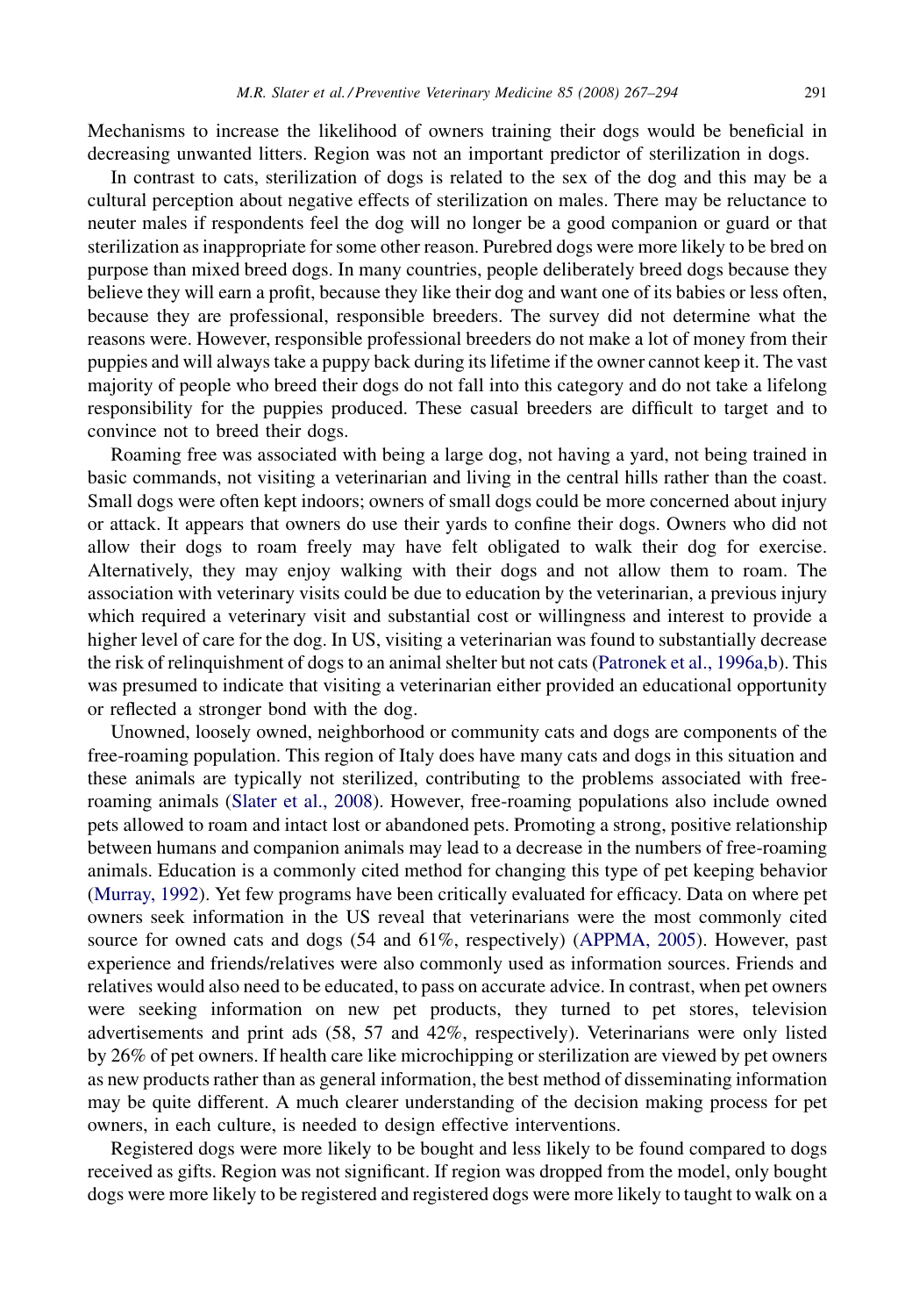Mechanisms to increase the likelihood of owners training their dogs would be beneficial in decreasing unwanted litters. Region was not an important predictor of sterilization in dogs.

In contrast to cats, sterilization of dogs is related to the sex of the dog and this may be a cultural perception about negative effects of sterilization on males. There may be reluctance to neuter males if respondents feel the dog will no longer be a good companion or guard or that sterilization as inappropriate for some other reason. Purebred dogs were more likely to be bred on purpose than mixed breed dogs. In many countries, people deliberately breed dogs because they believe they will earn a profit, because they like their dog and want one of its babies or less often, because they are professional, responsible breeders. The survey did not determine what the reasons were. However, responsible professional breeders do not make a lot of money from their puppies and will always take a puppy back during its lifetime if the owner cannot keep it. The vast majority of people who breed their dogs do not fall into this category and do not take a lifelong responsibility for the puppies produced. These casual breeders are difficult to target and to convince not to breed their dogs.

Roaming free was associated with being a large dog, not having a yard, not being trained in basic commands, not visiting a veterinarian and living in the central hills rather than the coast. Small dogs were often kept indoors; owners of small dogs could be more concerned about injury or attack. It appears that owners do use their yards to confine their dogs. Owners who did not allow their dogs to roam freely may have felt obligated to walk their dog for exercise. Alternatively, they may enjoy walking with their dogs and not allow them to roam. The association with veterinary visits could be due to education by the veterinarian, a previous injury which required a veterinary visit and substantial cost or willingness and interest to provide a higher level of care for the dog. In US, visiting a veterinarian was found to substantially decrease the risk of relinquishment of dogs to an animal shelter but not cats (Patronek et al., 1996a,b). This was presumed to indicate that visiting a veterinarian either provided an educational opportunity or reflected a stronger bond with the dog.

Unowned, loosely owned, neighborhood or community cats and dogs are components of the free-roaming population. This region of Italy does have many cats and dogs in this situation and these animals are typically not sterilized, contributing to the problems associated with free-roaming animals (Slater et al., 2008). However, free-roaming populations also include owned pets allowed to roam and intact lost or abandoned pets. Promoting a strong, positive relationship between humans and companion animals may lead to a decrease in the numbers of free-roaming animals. Education is a commonly cited method for changing this type of pet keeping behavior (Murray, 1992). Yet few programs have been critically evaluated for efficacy. Data on where pet owners seek information in the US reveal that veterinarians were the most commonly cited source for owned cats and dogs (54 and 61%, respectively) (APPMA, 2005). However, past experience and friends/relatives were also commonly used as information sources. Friends and relatives would also need to be educated, to pass on accurate advice. In contrast, when pet owners were seeking information on new pet products, they turned to pet stores, television advertisements and print ads (58, 57 and 42%, respectively). Veterinarians were only listed by 26% of pet owners. If health care like microchipping or sterilization are viewed by pet owners as new products rather than as general information, the best method of disseminating information may be quite different. A much clearer understanding of the decision making process for pet owners, in each culture, is needed to design effective interventions.

Registered dogs were more likely to be bought and less likely to be found compared to dogs received as gifts. Region was not significant. If region was dropped from the model, only bought dogs were more likely to be registered and registered dogs were more likely to taught to walk on a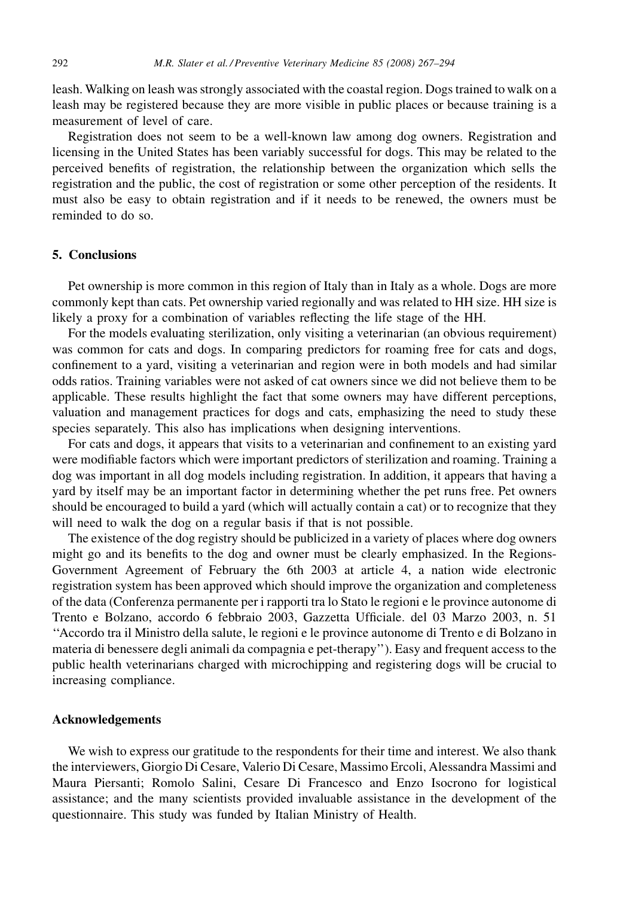leash. Walking on leash was strongly associated with the coastal region. Dogs trained to walk on a leash may be registered because they are more visible in public places or because training is a measurement of level of care.

Registration does not seem to be a well-known law among dog owners. Registration and licensing in the United States has been variably successful for dogs. This may be related to the perceived benefits of registration, the relationship between the organization which sells the registration and the public, the cost of registration or some other perception of the residents. It must also be easy to obtain registration and if it needs to be renewed, the owners must be reminded to do so.

## 5. Conclusions

Pet ownership is more common in this region of Italy than in Italy as a whole. Dogs are more commonly kept than cats. Pet ownership varied regionally and was related to HH size. HH size is likely a proxy for a combination of variables reflecting the life stage of the HH.

For the models evaluating sterilization, only visiting a veterinarian (an obvious requirement) was common for cats and dogs. In comparing predictors for roaming free for cats and dogs, confinement to a yard, visiting a veterinarian and region were in both models and had similar odds ratios. Training variables were not asked of cat owners since we did not believe them to be applicable. These results highlight the fact that some owners may have different perceptions, valuation and management practices for dogs and cats, emphasizing the need to study these species separately. This also has implications when designing interventions.

For cats and dogs, it appears that visits to a veterinarian and confinement to an existing yard were modifiable factors which were important predictors of sterilization and roaming. Training a dog was important in all dog models including registration. In addition, it appears that having a yard by itself may be an important factor in determining whether the pet runs free. Pet owners should be encouraged to build a yard (which will actually contain a cat) or to recognize that they will need to walk the dog on a regular basis if that is not possible.

The existence of the dog registry should be publicized in a variety of places where dog owners might go and its benefits to the dog and owner must be clearly emphasized. In the Regions-Government Agreement of February the 6th 2003 at article 4, a nation wide electronic registration system has been approved which should improve the organization and completeness of the data (Conferenza permanente per i rapporti tra lo Stato le regioni e le province autonome di Trento e Bolzano, accordo 6 febbraio 2003, Gazzetta Ufficiale. del 03 Marzo 2003, n. 51 ''Accordo tra il Ministro della salute, le regioni e le province autonome di Trento e di Bolzano in materia di benessere degli animali da compagnia e pet-therapy''). Easy and frequent access to the public health veterinarians charged with microchipping and registering dogs will be crucial to increasing compliance.

## Acknowledgements

We wish to express our gratitude to the respondents for their time and interest. We also thank the interviewers, Giorgio Di Cesare, Valerio Di Cesare, Massimo Ercoli, Alessandra Massimi and Maura Piersanti; Romolo Salini, Cesare Di Francesco and Enzo Isocrono for logistical assistance; and the many scientists provided invaluable assistance in the development of the questionnaire. This study was funded by Italian Ministry of Health.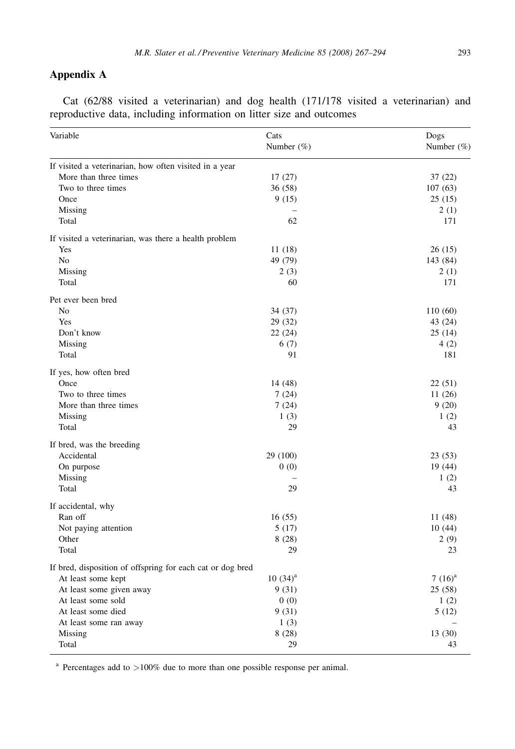## Appendix A

Cat (62/88 visited a veterinarian) and dog health (171/178 visited a veterinarian) and reproductive data, including information on litter size and outcomes

| Variable | Cats Number (%) | Dogs Number (%) |
|---|---|---|
| If visited a veterinarian, how often visited in a year | | |
| More than three times | 17 (27) | 37 (22) |
| Two to three times | 36 (58) | 107 (63) |
| Once | 9 (15) | 25 (15) |
| Missing | – | 2 (1) |
| Total | 62 | 171 |
| If visited a veterinarian, was there a health problem | | |
| Yes | 11 (18) | 26 (15) |
| No | 49 (79) | 143 (84) |
| Missing | 2 (3) | 2 (1) |
| Total | 60 | 171 |
| Pet ever been bred | | |
| No | 34 (37) | 110 (60) |
| Yes | 29 (32) | 43 (24) |
| Don't know | 22 (24) | 25 (14) |
| Missing | 6 (7) | 4 (2) |
| Total | 91 | 181 |
| If yes, how often bred | | |
| Once | 14 (48) | 22 (51) |
| Two to three times | 7 (24) | 11 (26) |
| More than three times | 7 (24) | 9 (20) |
| Missing | 1 (3) | 1 (2) |
| Total | 29 | 43 |
| If bred, was the breeding | | |
| Accidental | 29 (100) | 23 (53) |
| On purpose | 0 (0) | 19 (44) |
| Missing | – | 1 (2) |
| Total | 29 | 43 |
| If accidental, why | | |
| Ran off | 16 (55) | 11 (48) |
| Not paying attention | 5 (17) | 10 (44) |
| Other | 8 (28) | 2 (9) |
| Total | 29 | 23 |
| If bred, disposition of offspring for each cat or dog bred | | |
| At least some kept | 10 (34)[a] | 7 (16)[a] |
| At least some given away | 9 (31) | 25 (58) |
| At least some sold | 0 (0) | 1 (2) |
| At least some died | 9 (31) | 5 (12) |
| At least some ran away | 1 (3) | – |
| Missing | 8 (28) | 13 (30) |
| Total | 29 | 43 |

[a] Percentages add to >100% due to more than one possible response per animal.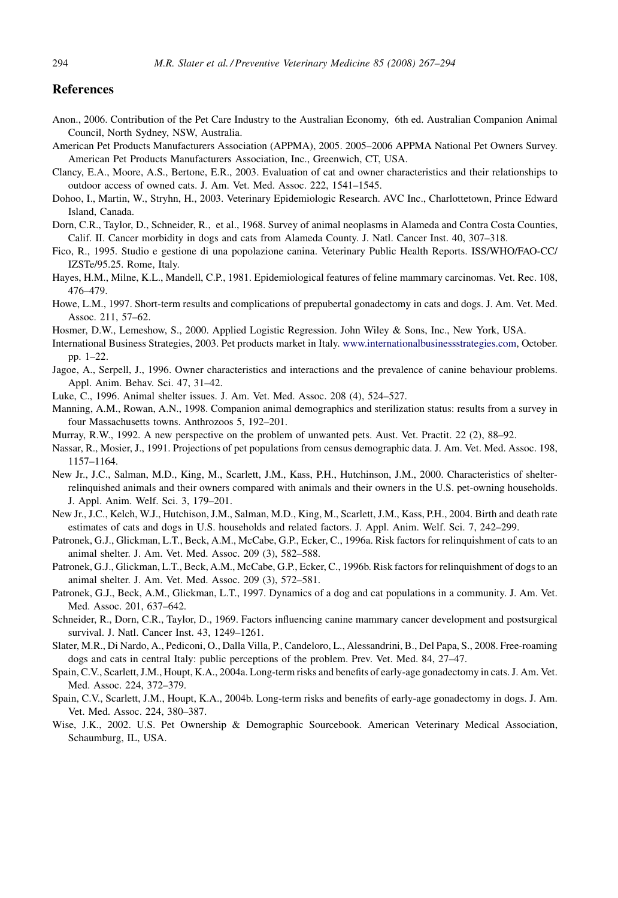## References

Anon., 2006. Contribution of the Pet Care Industry to the Australian Economy, 6th ed. Australian Companion Animal Council, North Sydney, NSW, Australia.

American Pet Products Manufacturers Association (APPMA), 2005. 2005–2006 APPMA National Pet Owners Survey. American Pet Products Manufacturers Association, Inc., Greenwich, CT, USA.

Clancy, E.A., Moore, A.S., Bertone, E.R., 2003. Evaluation of cat and owner characteristics and their relationships to outdoor access of owned cats. J. Am. Vet. Med. Assoc. 222, 1541–1545.

Dohoo, I., Martin, W., Stryhn, H., 2003. Veterinary Epidemiologic Research. AVC Inc., Charlottetown, Prince Edward Island, Canada.

Dorn, C.R., Taylor, D., Schneider, R., et al., 1968. Survey of animal neoplasms in Alameda and Contra Costa Counties, Calif. II. Cancer morbidity in dogs and cats from Alameda County. J. Natl. Cancer Inst. 40, 307–318.

Fico, R., 1995. Studio e gestione di una popolazione canina. Veterinary Public Health Reports. ISS/WHO/FAO-CC/IZSTe/95.25. Rome, Italy.

Hayes, H.M., Milne, K.L., Mandell, C.P., 1981. Epidemiological features of feline mammary carcinomas. Vet. Rec. 108, 476–479.

Howe, L.M., 1997. Short-term results and complications of prepubertal gonadectomy in cats and dogs. J. Am. Vet. Med. Assoc. 211, 57–62.

Hosmer, D.W., Lemeshow, S., 2000. Applied Logistic Regression. John Wiley & Sons, Inc., New York, USA.

International Business Strategies, 2003. Pet products market in Italy. www.internationalbusinessstrategies.com, October. pp. 1–22.

Jagoe, A., Serpell, J., 1996. Owner characteristics and interactions and the prevalence of canine behaviour problems. Appl. Anim. Behav. Sci. 47, 31–42.

Luke, C., 1996. Animal shelter issues. J. Am. Vet. Med. Assoc. 208 (4), 524–527.

Manning, A.M., Rowan, A.N., 1998. Companion animal demographics and sterilization status: results from a survey in four Massachusetts towns. Anthrozoos 5, 192–201.

Murray, R.W., 1992. A new perspective on the problem of unwanted pets. Aust. Vet. Practit. 22 (2), 88–92.

Nassar, R., Mosier, J., 1991. Projections of pet populations from census demographic data. J. Am. Vet. Med. Assoc. 198, 1157–1164.

New Jr., J.C., Salman, M.D., King, M., Scarlett, J.M., Kass, P.H., Hutchinson, J.M., 2000. Characteristics of shelter-relinquished animals and their owners compared with animals and their owners in the U.S. pet-owning households. J. Appl. Anim. Welf. Sci. 3, 179–201.

New Jr., J.C., Kelch, W.J., Hutchison, J.M., Salman, M.D., King, M., Scarlett, J.M., Kass, P.H., 2004. Birth and death rate estimates of cats and dogs in U.S. households and related factors. J. Appl. Anim. Welf. Sci. 7, 242–299.

Patronek, G.J., Glickman, L.T., Beck, A.M., McCabe, G.P., Ecker, C., 1996a. Risk factors for relinquishment of cats to an animal shelter. J. Am. Vet. Med. Assoc. 209 (3), 582–588.

Patronek, G.J., Glickman, L.T., Beck, A.M., McCabe, G.P., Ecker, C., 1996b. Risk factors for relinquishment of dogs to an animal shelter. J. Am. Vet. Med. Assoc. 209 (3), 572–581.

Patronek, G.J., Beck, A.M., Glickman, L.T., 1997. Dynamics of a dog and cat populations in a community. J. Am. Vet. Med. Assoc. 201, 637–642.

Schneider, R., Dorn, C.R., Taylor, D., 1969. Factors influencing canine mammary cancer development and postsurgical survival. J. Natl. Cancer Inst. 43, 1249–1261.

Slater, M.R., Di Nardo, A., Pediconi, O., Dalla Villa, P., Candeloro, L., Alessandrini, B., Del Papa, S., 2008. Free-roaming dogs and cats in central Italy: public perceptions of the problem. Prev. Vet. Med. 84, 27–47.

Spain, C.V., Scarlett, J.M., Houpt, K.A., 2004a. Long-term risks and benefits of early-age gonadectomy in cats. J. Am. Vet. Med. Assoc. 224, 372–379.

Spain, C.V., Scarlett, J.M., Houpt, K.A., 2004b. Long-term risks and benefits of early-age gonadectomy in dogs. J. Am. Vet. Med. Assoc. 224, 380–387.

Wise, J.K., 2002. U.S. Pet Ownership & Demographic Sourcebook. American Veterinary Medical Association, Schaumburg, IL, USA.